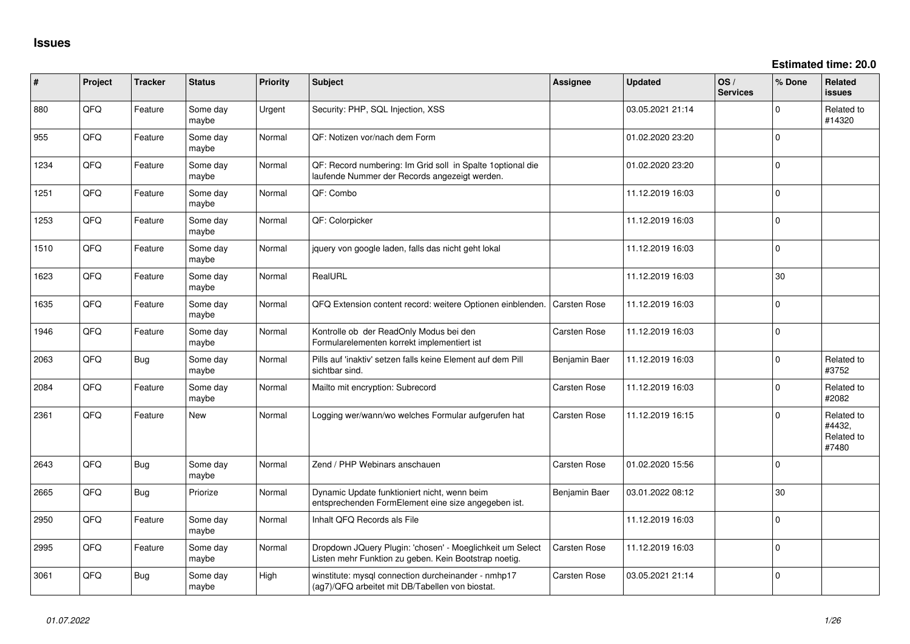# Issues

**Estimated time: 20.0**

| # | Project | Tracker | Status | Priority | Subject | Assignee | Updated | OS / Services | % Done | Related issues |
|---|---|---|---|---|---|---|---|---|---|---|
| 880 | QFQ | Feature | Some day maybe | Urgent | Security: PHP, SQL Injection, XSS | | 03.05.2021 21:14 | | 0 | Related to #14320 |
| 955 | QFQ | Feature | Some day maybe | Normal | QF: Notizen vor/nach dem Form | | 01.02.2020 23:20 | | 0 | |
| 1234 | QFQ | Feature | Some day maybe | Normal | QF: Record numbering: Im Grid soll in Spalte 1optional die laufende Nummer der Records angezeigt werden. | | 01.02.2020 23:20 | | 0 | |
| 1251 | QFQ | Feature | Some day maybe | Normal | QF: Combo | | 11.12.2019 16:03 | | 0 | |
| 1253 | QFQ | Feature | Some day maybe | Normal | QF: Colorpicker | | 11.12.2019 16:03 | | 0 | |
| 1510 | QFQ | Feature | Some day maybe | Normal | jquery von google laden, falls das nicht geht lokal | | 11.12.2019 16:03 | | 0 | |
| 1623 | QFQ | Feature | Some day maybe | Normal | RealURL | | 11.12.2019 16:03 | | 30 | |
| 1635 | QFQ | Feature | Some day maybe | Normal | QFQ Extension content record: weitere Optionen einblenden. | Carsten Rose | 11.12.2019 16:03 | | 0 | |
| 1946 | QFQ | Feature | Some day maybe | Normal | Kontrolle ob der ReadOnly Modus bei den Formularelementen korrekt implementiert ist | Carsten Rose | 11.12.2019 16:03 | | 0 | |
| 2063 | QFQ | Bug | Some day maybe | Normal | Pills auf 'inaktiv' setzen falls keine Element auf dem Pill sichtbar sind. | Benjamin Baer | 11.12.2019 16:03 | | 0 | Related to #3752 |
| 2084 | QFQ | Feature | Some day maybe | Normal | Mailto mit encryption: Subrecord | Carsten Rose | 11.12.2019 16:03 | | 0 | Related to #2082 |
| 2361 | QFQ | Feature | New | Normal | Logging wer/wann/wo welches Formular aufgerufen hat | Carsten Rose | 11.12.2019 16:15 | | 0 | Related to #4432, Related to #7480 |
| 2643 | QFQ | Bug | Some day maybe | Normal | Zend / PHP Webinars anschauen | Carsten Rose | 01.02.2020 15:56 | | 0 | |
| 2665 | QFQ | Bug | Priorize | Normal | Dynamic Update funktioniert nicht, wenn beim entsprechenden FormElement eine size angegeben ist. | Benjamin Baer | 03.01.2022 08:12 | | 30 | |
| 2950 | QFQ | Feature | Some day maybe | Normal | Inhalt QFQ Records als File | | 11.12.2019 16:03 | | 0 | |
| 2995 | QFQ | Feature | Some day maybe | Normal | Dropdown JQuery Plugin: 'chosen' - Moeglichkeit um Select Listen mehr Funktion zu geben. Kein Bootstrap noetig. | Carsten Rose | 11.12.2019 16:03 | | 0 | |
| 3061 | QFQ | Bug | Some day maybe | High | winstitute: mysql connection durcheinander - nmhp17 (ag7)/QFQ arbeitet mit DB/Tabellen von biostat. | Carsten Rose | 03.05.2021 21:14 | | 0 | |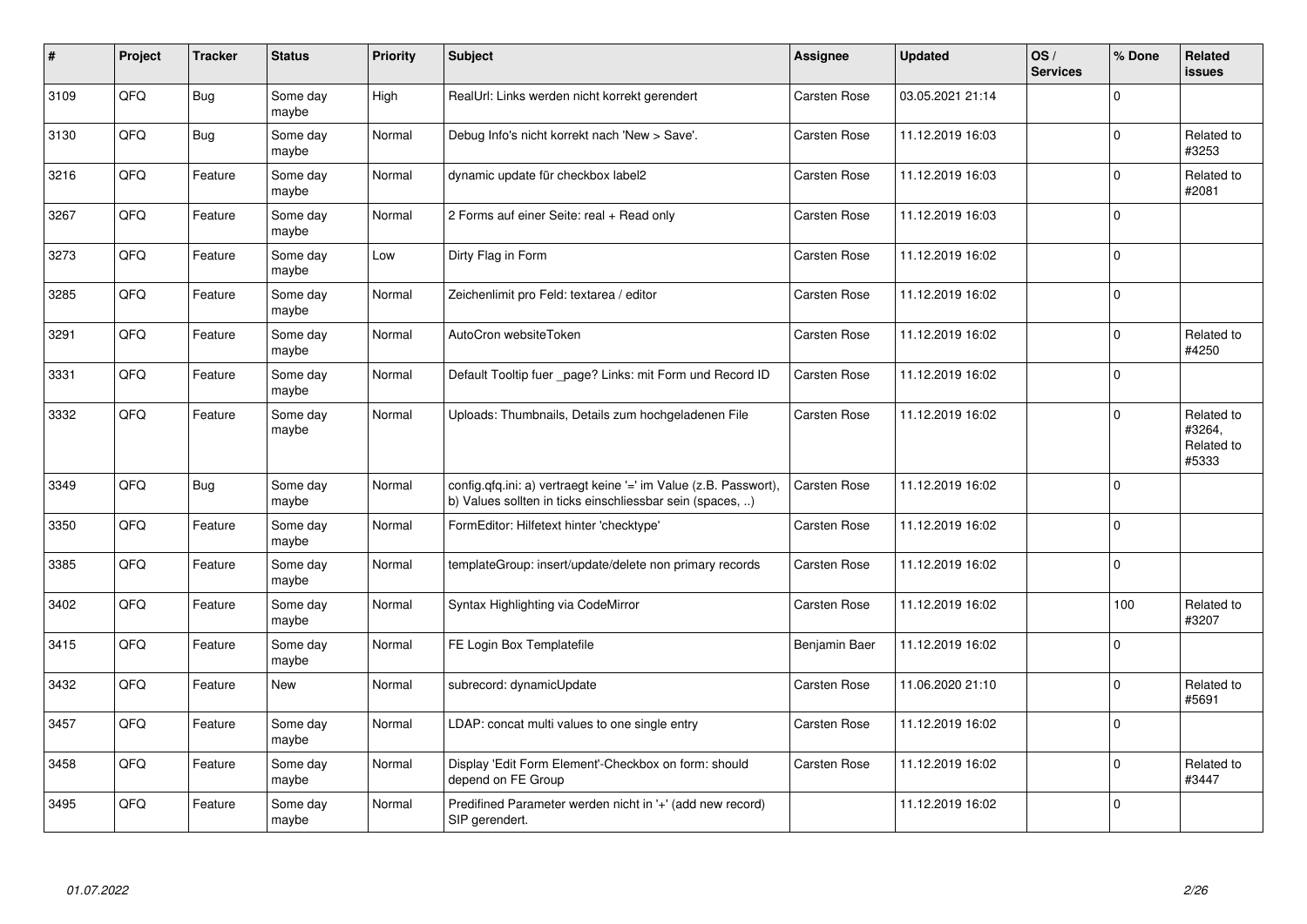| # | Project | Tracker | Status | Priority | Subject | Assignee | Updated | OS / Services | % Done | Related issues |
|---|---|---|---|---|---|---|---|---|---|---|
| 3109 | QFQ | Bug | Some day maybe | High | RealUrl: Links werden nicht korrekt gerendert | Carsten Rose | 03.05.2021 21:14 | | 0 | |
| 3130 | QFQ | Bug | Some day maybe | Normal | Debug Info's nicht korrekt nach 'New > Save'. | Carsten Rose | 11.12.2019 16:03 | | 0 | Related to #3253 |
| 3216 | QFQ | Feature | Some day maybe | Normal | dynamic update für checkbox label2 | Carsten Rose | 11.12.2019 16:03 | | 0 | Related to #2081 |
| 3267 | QFQ | Feature | Some day maybe | Normal | 2 Forms auf einer Seite: real + Read only | Carsten Rose | 11.12.2019 16:03 | | 0 | |
| 3273 | QFQ | Feature | Some day maybe | Low | Dirty Flag in Form | Carsten Rose | 11.12.2019 16:02 | | 0 | |
| 3285 | QFQ | Feature | Some day maybe | Normal | Zeichenlimit pro Feld: textarea / editor | Carsten Rose | 11.12.2019 16:02 | | 0 | |
| 3291 | QFQ | Feature | Some day maybe | Normal | AutoCron websiteToken | Carsten Rose | 11.12.2019 16:02 | | 0 | Related to #4250 |
| 3331 | QFQ | Feature | Some day maybe | Normal | Default Tooltip fuer _page? Links: mit Form und Record ID | Carsten Rose | 11.12.2019 16:02 | | 0 | |
| 3332 | QFQ | Feature | Some day maybe | Normal | Uploads: Thumbnails, Details zum hochgeladenen File | Carsten Rose | 11.12.2019 16:02 | | 0 | Related to #3264, Related to #5333 |
| 3349 | QFQ | Bug | Some day maybe | Normal | config.qfq.ini: a) vertraegt keine '=' im Value (z.B. Passwort), b) Values sollten in ticks einschliessbar sein (spaces, ..) | Carsten Rose | 11.12.2019 16:02 | | 0 | |
| 3350 | QFQ | Feature | Some day maybe | Normal | FormEditor: Hilfetext hinter 'checktype' | Carsten Rose | 11.12.2019 16:02 | | 0 | |
| 3385 | QFQ | Feature | Some day maybe | Normal | templateGroup: insert/update/delete non primary records | Carsten Rose | 11.12.2019 16:02 | | 0 | |
| 3402 | QFQ | Feature | Some day maybe | Normal | Syntax Highlighting via CodeMirror | Carsten Rose | 11.12.2019 16:02 | | 100 | Related to #3207 |
| 3415 | QFQ | Feature | Some day maybe | Normal | FE Login Box Templatefile | Benjamin Baer | 11.12.2019 16:02 | | 0 | |
| 3432 | QFQ | Feature | New | Normal | subrecord: dynamicUpdate | Carsten Rose | 11.06.2020 21:10 | | 0 | Related to #5691 |
| 3457 | QFQ | Feature | Some day maybe | Normal | LDAP: concat multi values to one single entry | Carsten Rose | 11.12.2019 16:02 | | 0 | |
| 3458 | QFQ | Feature | Some day maybe | Normal | Display 'Edit Form Element'-Checkbox on form: should depend on FE Group | Carsten Rose | 11.12.2019 16:02 | | 0 | Related to #3447 |
| 3495 | QFQ | Feature | Some day maybe | Normal | Predifined Parameter werden nicht in '+' (add new record) SIP gerendert. | | 11.12.2019 16:02 | | 0 | |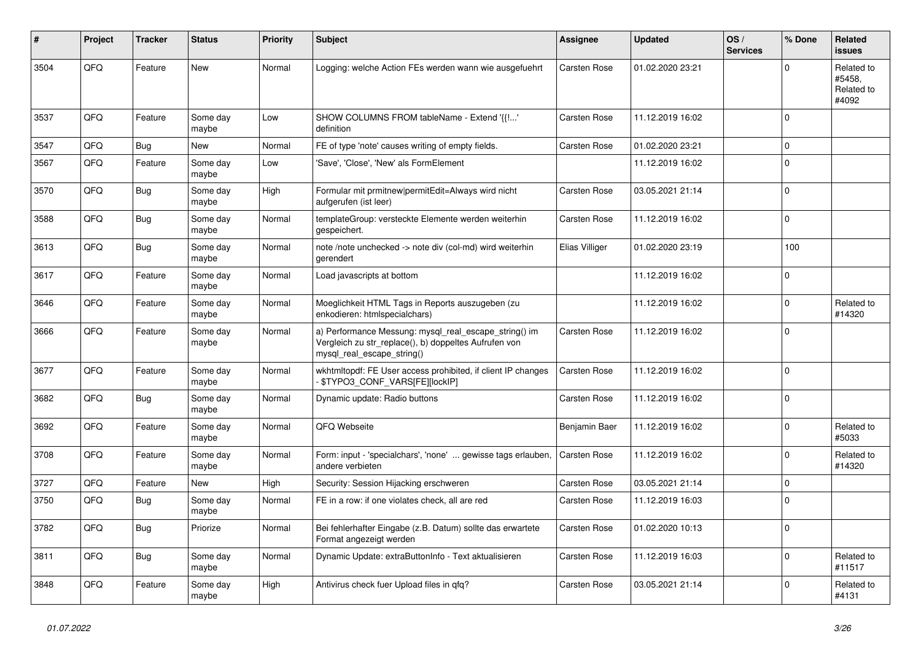| # | Project | Tracker | Status | Priority | Subject | Assignee | Updated | OS / Services | % Done | Related issues |
|---|---|---|---|---|---|---|---|---|---|---|
| 3504 | QFQ | Feature | New | Normal | Logging: welche Action FEs werden wann wie ausgefuehrt | Carsten Rose | 01.02.2020 23:21 | | 0 | Related to #5458, Related to #4092 |
| 3537 | QFQ | Feature | Some day maybe | Low | SHOW COLUMNS FROM tableName - Extend '{{!...' definition | Carsten Rose | 11.12.2019 16:02 | | 0 | |
| 3547 | QFQ | Bug | New | Normal | FE of type 'note' causes writing of empty fields. | Carsten Rose | 01.02.2020 23:21 | | 0 | |
| 3567 | QFQ | Feature | Some day maybe | Low | 'Save', 'Close', 'New' als FormElement | | 11.12.2019 16:02 | | 0 | |
| 3570 | QFQ | Bug | Some day maybe | High | Formular mit prmitnew\|permitEdit=Always wird nicht aufgerufen (ist leer) | Carsten Rose | 03.05.2021 21:14 | | 0 | |
| 3588 | QFQ | Bug | Some day maybe | Normal | templateGroup: versteckte Elemente werden weiterhin gespeichert. | Carsten Rose | 11.12.2019 16:02 | | 0 | |
| 3613 | QFQ | Bug | Some day maybe | Normal | note /note unchecked -> note div (col-md) wird weiterhin gerendert | Elias Villiger | 01.02.2020 23:19 | | 100 | |
| 3617 | QFQ | Feature | Some day maybe | Normal | Load javascripts at bottom | | 11.12.2019 16:02 | | 0 | |
| 3646 | QFQ | Feature | Some day maybe | Normal | Moeglichkeit HTML Tags in Reports auszugeben (zu enkodieren: htmlspecialchars) | | 11.12.2019 16:02 | | 0 | Related to #14320 |
| 3666 | QFQ | Feature | Some day maybe | Normal | a) Performance Messung: mysql_real_escape_string() im Vergleich zu str_replace(), b) doppeltes Aufrufen von mysql_real_escape_string() | Carsten Rose | 11.12.2019 16:02 | | 0 | |
| 3677 | QFQ | Feature | Some day maybe | Normal | wkhtmltopdf: FE User access prohibited, if client IP changes - $TYPO3_CONF_VARS[FE][lockIP] | Carsten Rose | 11.12.2019 16:02 | | 0 | |
| 3682 | QFQ | Bug | Some day maybe | Normal | Dynamic update: Radio buttons | Carsten Rose | 11.12.2019 16:02 | | 0 | |
| 3692 | QFQ | Feature | Some day maybe | Normal | QFQ Webseite | Benjamin Baer | 11.12.2019 16:02 | | 0 | Related to #5033 |
| 3708 | QFQ | Feature | Some day maybe | Normal | Form: input - 'specialchars', 'none' ... gewisse tags erlauben, andere verbieten | Carsten Rose | 11.12.2019 16:02 | | 0 | Related to #14320 |
| 3727 | QFQ | Feature | New | High | Security: Session Hijacking erschweren | Carsten Rose | 03.05.2021 21:14 | | 0 | |
| 3750 | QFQ | Bug | Some day maybe | Normal | FE in a row: if one violates check, all are red | Carsten Rose | 11.12.2019 16:03 | | 0 | |
| 3782 | QFQ | Bug | Priorize | Normal | Bei fehlerhafter Eingabe (z.B. Datum) sollte das erwartete Format angezeigt werden | Carsten Rose | 01.02.2020 10:13 | | 0 | |
| 3811 | QFQ | Bug | Some day maybe | Normal | Dynamic Update: extraButtonInfo - Text aktualisieren | Carsten Rose | 11.12.2019 16:03 | | 0 | Related to #11517 |
| 3848 | QFQ | Feature | Some day maybe | High | Antivirus check fuer Upload files in qfq? | Carsten Rose | 03.05.2021 21:14 | | 0 | Related to #4131 |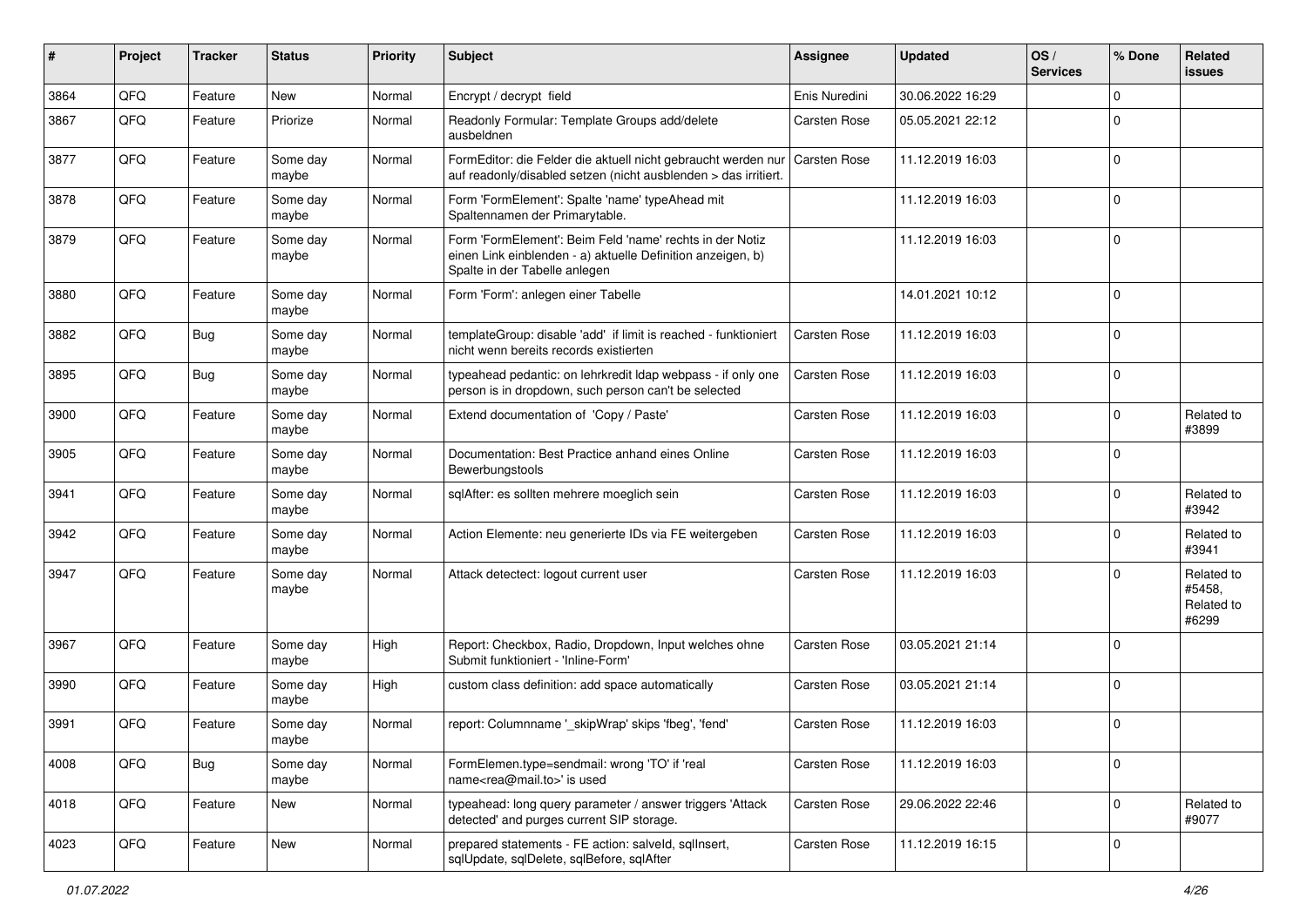| # | Project | Tracker | Status | Priority | Subject | Assignee | Updated | OS / Services | % Done | Related issues |
|---|---|---|---|---|---|---|---|---|---|---|
| 3864 | QFQ | Feature | New | Normal | Encrypt / decrypt field | Enis Nuredini | 30.06.2022 16:29 | | 0 | |
| 3867 | QFQ | Feature | Priorize | Normal | Readonly Formular: Template Groups add/delete ausbeldnen | Carsten Rose | 05.05.2021 22:12 | | 0 | |
| 3877 | QFQ | Feature | Some day maybe | Normal | FormEditor: die Felder die aktuell nicht gebraucht werden nur auf readonly/disabled setzen (nicht ausblenden > das irritiert. | Carsten Rose | 11.12.2019 16:03 | | 0 | |
| 3878 | QFQ | Feature | Some day maybe | Normal | Form 'FormElement': Spalte 'name' typeAhead mit Spaltennamen der Primarytable. | | 11.12.2019 16:03 | | 0 | |
| 3879 | QFQ | Feature | Some day maybe | Normal | Form 'FormElement': Beim Feld 'name' rechts in der Notiz einen Link einblenden - a) aktuelle Definition anzeigen, b) Spalte in der Tabelle anlegen | | 11.12.2019 16:03 | | 0 | |
| 3880 | QFQ | Feature | Some day maybe | Normal | Form 'Form': anlegen einer Tabelle | | 14.01.2021 10:12 | | 0 | |
| 3882 | QFQ | Bug | Some day maybe | Normal | templateGroup: disable 'add' if limit is reached - funktioniert nicht wenn bereits records existierten | Carsten Rose | 11.12.2019 16:03 | | 0 | |
| 3895 | QFQ | Bug | Some day maybe | Normal | typeahead pedantic: on lehrkredit ldap webpass - if only one person is in dropdown, such person can't be selected | Carsten Rose | 11.12.2019 16:03 | | 0 | |
| 3900 | QFQ | Feature | Some day maybe | Normal | Extend documentation of 'Copy / Paste' | Carsten Rose | 11.12.2019 16:03 | | 0 | Related to #3899 |
| 3905 | QFQ | Feature | Some day maybe | Normal | Documentation: Best Practice anhand eines Online Bewerbungstools | Carsten Rose | 11.12.2019 16:03 | | 0 | |
| 3941 | QFQ | Feature | Some day maybe | Normal | sqlAfter: es sollten mehrere moeglich sein | Carsten Rose | 11.12.2019 16:03 | | 0 | Related to #3942 |
| 3942 | QFQ | Feature | Some day maybe | Normal | Action Elemente: neu generierte IDs via FE weitergeben | Carsten Rose | 11.12.2019 16:03 | | 0 | Related to #3941 |
| 3947 | QFQ | Feature | Some day maybe | Normal | Attack detectect: logout current user | Carsten Rose | 11.12.2019 16:03 | | 0 | Related to #5458, Related to #6299 |
| 3967 | QFQ | Feature | Some day maybe | High | Report: Checkbox, Radio, Dropdown, Input welches ohne Submit funktioniert - 'Inline-Form' | Carsten Rose | 03.05.2021 21:14 | | 0 | |
| 3990 | QFQ | Feature | Some day maybe | High | custom class definition: add space automatically | Carsten Rose | 03.05.2021 21:14 | | 0 | |
| 3991 | QFQ | Feature | Some day maybe | Normal | report: Columnname '_skipWrap' skips 'fbeg', 'fend' | Carsten Rose | 11.12.2019 16:03 | | 0 | |
| 4008 | QFQ | Bug | Some day maybe | Normal | FormElemen.type=sendmail: wrong 'TO' if 'real name<rea@mail.to>' is used | Carsten Rose | 11.12.2019 16:03 | | 0 | |
| 4018 | QFQ | Feature | New | Normal | typeahead: long query parameter / answer triggers 'Attack detected' and purges current SIP storage. | Carsten Rose | 29.06.2022 22:46 | | 0 | Related to #9077 |
| 4023 | QFQ | Feature | New | Normal | prepared statements - FE action: salveld, sqlInsert, sqlUpdate, sqlDelete, sqlBefore, sqlAfter | Carsten Rose | 11.12.2019 16:15 | | 0 | |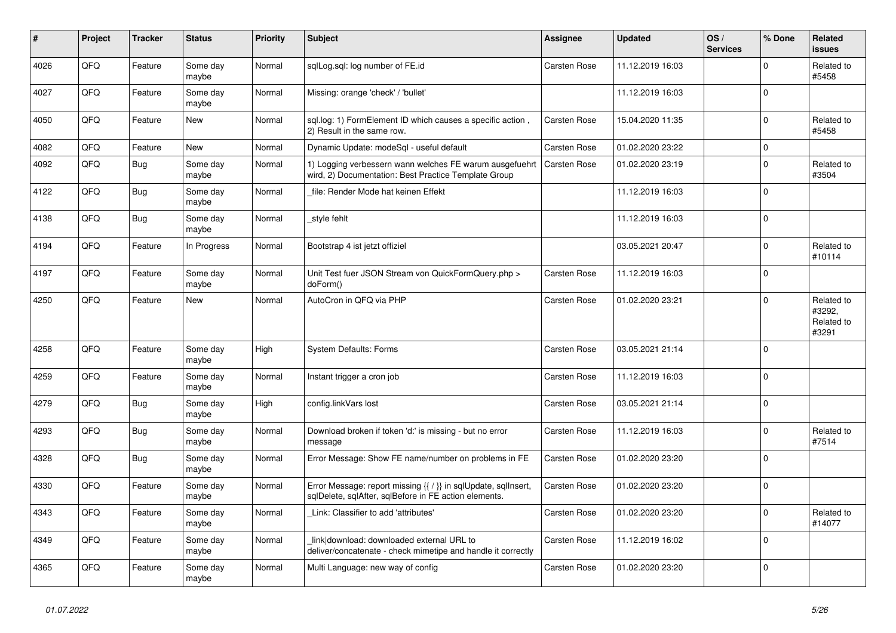| # | Project | Tracker | Status | Priority | Subject | Assignee | Updated | OS / Services | % Done | Related issues |
|---|---|---|---|---|---|---|---|---|---|---|
| 4026 | QFQ | Feature | Some day maybe | Normal | sqlLog.sql: log number of FE.id | Carsten Rose | 11.12.2019 16:03 | | 0 | Related to #5458 |
| 4027 | QFQ | Feature | Some day maybe | Normal | Missing: orange 'check' / 'bullet' | | 11.12.2019 16:03 | | 0 | |
| 4050 | QFQ | Feature | New | Normal | sql.log: 1) FormElement ID which causes a specific action , 2) Result in the same row. | Carsten Rose | 15.04.2020 11:35 | | 0 | Related to #5458 |
| 4082 | QFQ | Feature | New | Normal | Dynamic Update: modeSql - useful default | Carsten Rose | 01.02.2020 23:22 | | 0 | |
| 4092 | QFQ | Bug | Some day maybe | Normal | 1) Logging verbessern wann welches FE warum ausgefuehrt wird, 2) Documentation: Best Practice Template Group | Carsten Rose | 01.02.2020 23:19 | | 0 | Related to #3504 |
| 4122 | QFQ | Bug | Some day maybe | Normal | _file: Render Mode hat keinen Effekt | | 11.12.2019 16:03 | | 0 | |
| 4138 | QFQ | Bug | Some day maybe | Normal | _style fehlt | | 11.12.2019 16:03 | | 0 | |
| 4194 | QFQ | Feature | In Progress | Normal | Bootstrap 4 ist jetzt offiziel | | 03.05.2021 20:47 | | 0 | Related to #10114 |
| 4197 | QFQ | Feature | Some day maybe | Normal | Unit Test fuer JSON Stream von QuickFormQuery.php > doForm() | Carsten Rose | 11.12.2019 16:03 | | 0 | |
| 4250 | QFQ | Feature | New | Normal | AutoCron in QFQ via PHP | Carsten Rose | 01.02.2020 23:21 | | 0 | Related to #3292, Related to #3291 |
| 4258 | QFQ | Feature | Some day maybe | High | System Defaults: Forms | Carsten Rose | 03.05.2021 21:14 | | 0 | |
| 4259 | QFQ | Feature | Some day maybe | Normal | Instant trigger a cron job | Carsten Rose | 11.12.2019 16:03 | | 0 | |
| 4279 | QFQ | Bug | Some day maybe | High | config.linkVars lost | Carsten Rose | 03.05.2021 21:14 | | 0 | |
| 4293 | QFQ | Bug | Some day maybe | Normal | Download broken if token 'd:' is missing - but no error message | Carsten Rose | 11.12.2019 16:03 | | 0 | Related to #7514 |
| 4328 | QFQ | Bug | Some day maybe | Normal | Error Message: Show FE name/number on problems in FE | Carsten Rose | 01.02.2020 23:20 | | 0 | |
| 4330 | QFQ | Feature | Some day maybe | Normal | Error Message: report missing {{ / }} in sqlUpdate, sqlInsert, sqlDelete, sqlAfter, sqlBefore in FE action elements. | Carsten Rose | 01.02.2020 23:20 | | 0 | |
| 4343 | QFQ | Feature | Some day maybe | Normal | _Link: Classifier to add 'attributes' | Carsten Rose | 01.02.2020 23:20 | | 0 | Related to #14077 |
| 4349 | QFQ | Feature | Some day maybe | Normal | _link\|download: downloaded external URL to deliver/concatenate - check mimetipe and handle it correctly | Carsten Rose | 11.12.2019 16:02 | | 0 | |
| 4365 | QFQ | Feature | Some day maybe | Normal | Multi Language: new way of config | Carsten Rose | 01.02.2020 23:20 | | 0 | |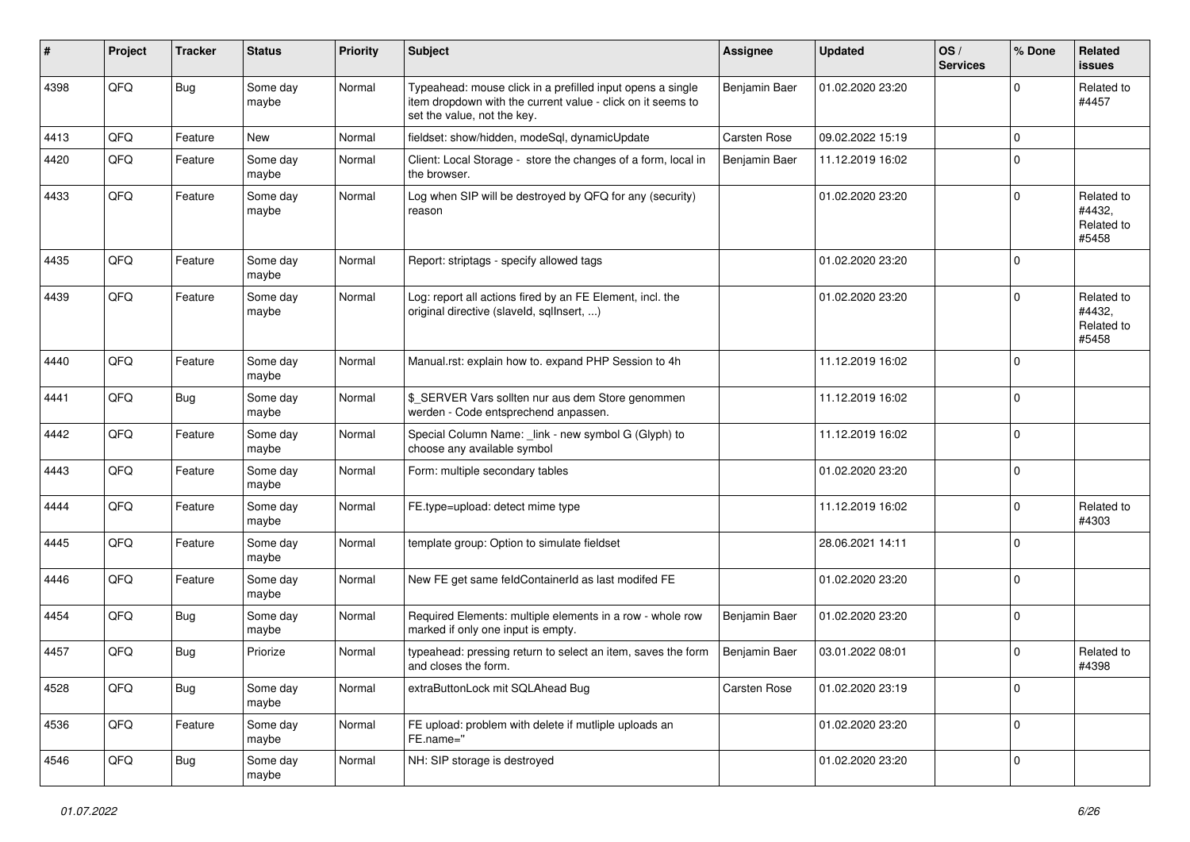| # | Project | Tracker | Status | Priority | Subject | Assignee | Updated | OS / Services | % Done | Related issues |
|---|---|---|---|---|---|---|---|---|---|---|
| 4398 | QFQ | Bug | Some day maybe | Normal | Typeahead: mouse click in a prefilled input opens a single item dropdown with the current value - click on it seems to set the value, not the key. | Benjamin Baer | 01.02.2020 23:20 | | 0 | Related to #4457 |
| 4413 | QFQ | Feature | New | Normal | fieldset: show/hidden, modeSql, dynamicUpdate | Carsten Rose | 09.02.2022 15:19 | | 0 | |
| 4420 | QFQ | Feature | Some day maybe | Normal | Client: Local Storage - store the changes of a form, local in the browser. | Benjamin Baer | 11.12.2019 16:02 | | 0 | |
| 4433 | QFQ | Feature | Some day maybe | Normal | Log when SIP will be destroyed by QFQ for any (security) reason | | 01.02.2020 23:20 | | 0 | Related to #4432, Related to #5458 |
| 4435 | QFQ | Feature | Some day maybe | Normal | Report: striptags - specify allowed tags | | 01.02.2020 23:20 | | 0 | |
| 4439 | QFQ | Feature | Some day maybe | Normal | Log: report all actions fired by an FE Element, incl. the original directive (slaveId, sqlInsert, ...) | | 01.02.2020 23:20 | | 0 | Related to #4432, Related to #5458 |
| 4440 | QFQ | Feature | Some day maybe | Normal | Manual.rst: explain how to. expand PHP Session to 4h | | 11.12.2019 16:02 | | 0 | |
| 4441 | QFQ | Bug | Some day maybe | Normal | $_SERVER Vars sollten nur aus dem Store genommen werden - Code entsprechend anpassen. | | 11.12.2019 16:02 | | 0 | |
| 4442 | QFQ | Feature | Some day maybe | Normal | Special Column Name: _link - new symbol G (Glyph) to choose any available symbol | | 11.12.2019 16:02 | | 0 | |
| 4443 | QFQ | Feature | Some day maybe | Normal | Form: multiple secondary tables | | 01.02.2020 23:20 | | 0 | |
| 4444 | QFQ | Feature | Some day maybe | Normal | FE.type=upload: detect mime type | | 11.12.2019 16:02 | | 0 | Related to #4303 |
| 4445 | QFQ | Feature | Some day maybe | Normal | template group: Option to simulate fieldset | | 28.06.2021 14:11 | | 0 | |
| 4446 | QFQ | Feature | Some day maybe | Normal | New FE get same feldContainerId as last modifed FE | | 01.02.2020 23:20 | | 0 | |
| 4454 | QFQ | Bug | Some day maybe | Normal | Required Elements: multiple elements in a row - whole row marked if only one input is empty. | Benjamin Baer | 01.02.2020 23:20 | | 0 | |
| 4457 | QFQ | Bug | Priorize | Normal | typeahead: pressing return to select an item, saves the form and closes the form. | Benjamin Baer | 03.01.2022 08:01 | | 0 | Related to #4398 |
| 4528 | QFQ | Bug | Some day maybe | Normal | extraButtonLock mit SQLAhead Bug | Carsten Rose | 01.02.2020 23:19 | | 0 | |
| 4536 | QFQ | Feature | Some day maybe | Normal | FE upload: problem with delete if mutliple uploads an FE.name=" | | 01.02.2020 23:20 | | 0 | |
| 4546 | QFQ | Bug | Some day maybe | Normal | NH: SIP storage is destroyed | | 01.02.2020 23:20 | | 0 | |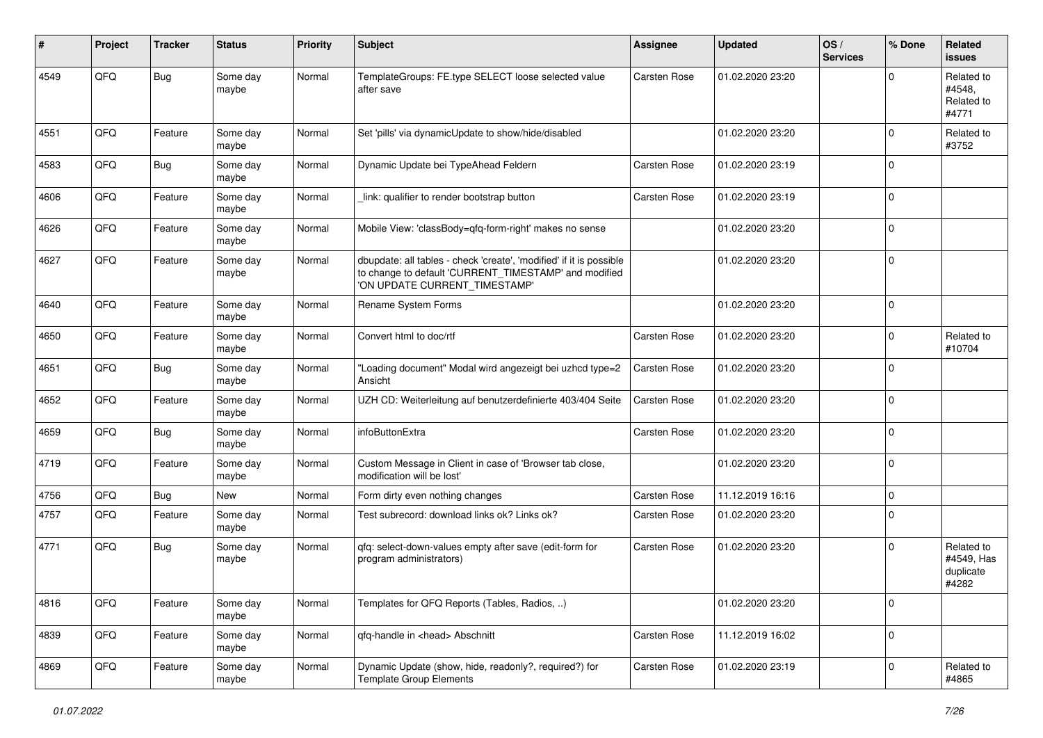| # | Project | Tracker | Status | Priority | Subject | Assignee | Updated | OS / Services | % Done | Related issues |
|---|---|---|---|---|---|---|---|---|---|---|
| 4549 | QFQ | Bug | Some day maybe | Normal | TemplateGroups: FE.type SELECT loose selected value after save | Carsten Rose | 01.02.2020 23:20 | | 0 | Related to #4548, Related to #4771 |
| 4551 | QFQ | Feature | Some day maybe | Normal | Set 'pills' via dynamicUpdate to show/hide/disabled | | 01.02.2020 23:20 | | 0 | Related to #3752 |
| 4583 | QFQ | Bug | Some day maybe | Normal | Dynamic Update bei TypeAhead Feldern | Carsten Rose | 01.02.2020 23:19 | | 0 | |
| 4606 | QFQ | Feature | Some day maybe | Normal | _link: qualifier to render bootstrap button | Carsten Rose | 01.02.2020 23:19 | | 0 | |
| 4626 | QFQ | Feature | Some day maybe | Normal | Mobile View: 'classBody=qfq-form-right' makes no sense | | 01.02.2020 23:20 | | 0 | |
| 4627 | QFQ | Feature | Some day maybe | Normal | dbupdate: all tables - check 'create', 'modified' if it is possible to change to default 'CURRENT_TIMESTAMP' and modified 'ON UPDATE CURRENT_TIMESTAMP' | | 01.02.2020 23:20 | | 0 | |
| 4640 | QFQ | Feature | Some day maybe | Normal | Rename System Forms | | 01.02.2020 23:20 | | 0 | |
| 4650 | QFQ | Feature | Some day maybe | Normal | Convert html to doc/rtf | Carsten Rose | 01.02.2020 23:20 | | 0 | Related to #10704 |
| 4651 | QFQ | Bug | Some day maybe | Normal | "Loading document" Modal wird angezeigt bei uzhcd type=2 Ansicht | Carsten Rose | 01.02.2020 23:20 | | 0 | |
| 4652 | QFQ | Feature | Some day maybe | Normal | UZH CD: Weiterleitung auf benutzerdefinierte 403/404 Seite | Carsten Rose | 01.02.2020 23:20 | | 0 | |
| 4659 | QFQ | Bug | Some day maybe | Normal | infoButtonExtra | Carsten Rose | 01.02.2020 23:20 | | 0 | |
| 4719 | QFQ | Feature | Some day maybe | Normal | Custom Message in Client in case of 'Browser tab close, modification will be lost' | | 01.02.2020 23:20 | | 0 | |
| 4756 | QFQ | Bug | New | Normal | Form dirty even nothing changes | Carsten Rose | 11.12.2019 16:16 | | 0 | |
| 4757 | QFQ | Feature | Some day maybe | Normal | Test subrecord: download links ok? Links ok? | Carsten Rose | 01.02.2020 23:20 | | 0 | |
| 4771 | QFQ | Bug | Some day maybe | Normal | qfq: select-down-values empty after save (edit-form for program administrators) | Carsten Rose | 01.02.2020 23:20 | | 0 | Related to #4549, Has duplicate #4282 |
| 4816 | QFQ | Feature | Some day maybe | Normal | Templates for QFQ Reports (Tables, Radios, ..) | | 01.02.2020 23:20 | | 0 | |
| 4839 | QFQ | Feature | Some day maybe | Normal | qfq-handle in <head> Abschnitt | Carsten Rose | 11.12.2019 16:02 | | 0 | |
| 4869 | QFQ | Feature | Some day maybe | Normal | Dynamic Update (show, hide, readonly?, required?) for Template Group Elements | Carsten Rose | 01.02.2020 23:19 | | 0 | Related to #4865 |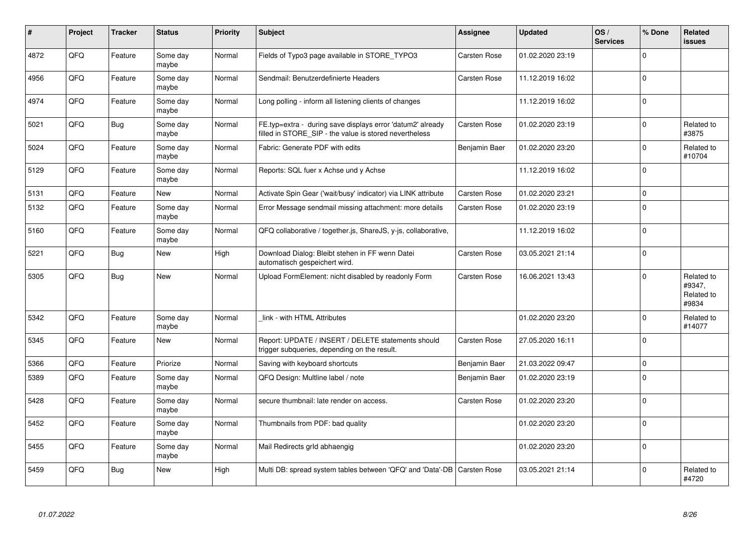| # | Project | Tracker | Status | Priority | Subject | Assignee | Updated | OS / Services | % Done | Related issues |
|---|---|---|---|---|---|---|---|---|---|---|
| 4872 | QFQ | Feature | Some day maybe | Normal | Fields of Typo3 page available in STORE_TYPO3 | Carsten Rose | 01.02.2020 23:19 | | 0 | |
| 4956 | QFQ | Feature | Some day maybe | Normal | Sendmail: Benutzerdefinierte Headers | Carsten Rose | 11.12.2019 16:02 | | 0 | |
| 4974 | QFQ | Feature | Some day maybe | Normal | Long polling - inform all listening clients of changes | | 11.12.2019 16:02 | | 0 | |
| 5021 | QFQ | Bug | Some day maybe | Normal | FE.typ=extra - during save displays error 'datum2' already filled in STORE_SIP - the value is stored nevertheless | Carsten Rose | 01.02.2020 23:19 | | 0 | Related to #3875 |
| 5024 | QFQ | Feature | Some day maybe | Normal | Fabric: Generate PDF with edits | Benjamin Baer | 01.02.2020 23:20 | | 0 | Related to #10704 |
| 5129 | QFQ | Feature | Some day maybe | Normal | Reports: SQL fuer x Achse und y Achse | | 11.12.2019 16:02 | | 0 | |
| 5131 | QFQ | Feature | New | Normal | Activate Spin Gear ('wait/busy' indicator) via LINK attribute | Carsten Rose | 01.02.2020 23:21 | | 0 | |
| 5132 | QFQ | Feature | Some day maybe | Normal | Error Message sendmail missing attachment: more details | Carsten Rose | 01.02.2020 23:19 | | 0 | |
| 5160 | QFQ | Feature | Some day maybe | Normal | QFQ collaborative / together.js, ShareJS, y-js, collaborative, | | 11.12.2019 16:02 | | 0 | |
| 5221 | QFQ | Bug | New | High | Download Dialog: Bleibt stehen in FF wenn Datei automatisch gespeichert wird. | Carsten Rose | 03.05.2021 21:14 | | 0 | |
| 5305 | QFQ | Bug | New | Normal | Upload FormElement: nicht disabled by readonly Form | Carsten Rose | 16.06.2021 13:43 | | 0 | Related to #9347, Related to #9834 |
| 5342 | QFQ | Feature | Some day maybe | Normal | _link - with HTML Attributes | | 01.02.2020 23:20 | | 0 | Related to #14077 |
| 5345 | QFQ | Feature | New | Normal | Report: UPDATE / INSERT / DELETE statements should trigger subqueries, depending on the result. | Carsten Rose | 27.05.2020 16:11 | | 0 | |
| 5366 | QFQ | Feature | Priorize | Normal | Saving with keyboard shortcuts | Benjamin Baer | 21.03.2022 09:47 | | 0 | |
| 5389 | QFQ | Feature | Some day maybe | Normal | QFQ Design: Multline label / note | Benjamin Baer | 01.02.2020 23:19 | | 0 | |
| 5428 | QFQ | Feature | Some day maybe | Normal | secure thumbnail: late render on access. | Carsten Rose | 01.02.2020 23:20 | | 0 | |
| 5452 | QFQ | Feature | Some day maybe | Normal | Thumbnails from PDF: bad quality | | 01.02.2020 23:20 | | 0 | |
| 5455 | QFQ | Feature | Some day maybe | Normal | Mail Redirects grId abhaengig | | 01.02.2020 23:20 | | 0 | |
| 5459 | QFQ | Bug | New | High | Multi DB: spread system tables between 'QFQ' and 'Data'-DB | Carsten Rose | 03.05.2021 21:14 | | 0 | Related to #4720 |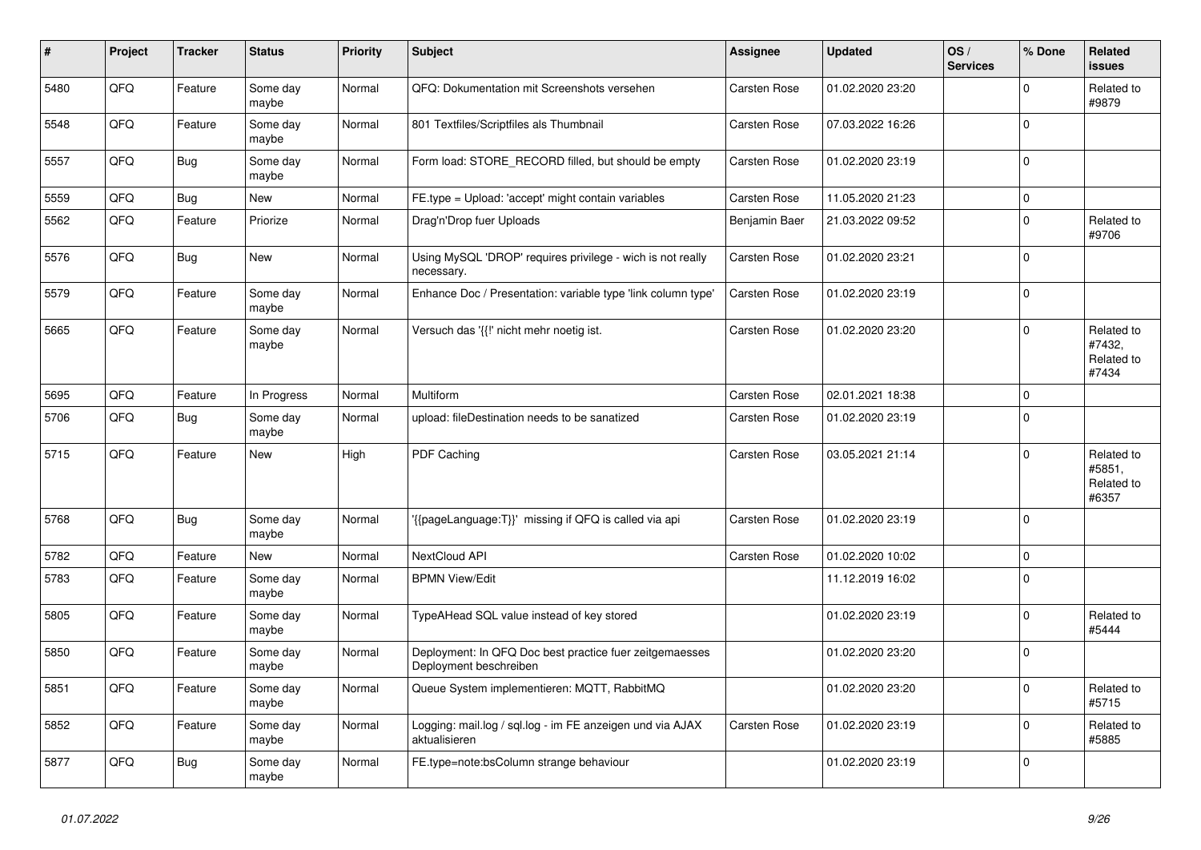| # | Project | Tracker | Status | Priority | Subject | Assignee | Updated | OS / Services | % Done | Related issues |
|---|---|---|---|---|---|---|---|---|---|---|
| 5480 | QFQ | Feature | Some day maybe | Normal | QFQ: Dokumentation mit Screenshots versehen | Carsten Rose | 01.02.2020 23:20 | | 0 | Related to #9879 |
| 5548 | QFQ | Feature | Some day maybe | Normal | 801 Textfiles/Scriptfiles als Thumbnail | Carsten Rose | 07.03.2022 16:26 | | 0 | |
| 5557 | QFQ | Bug | Some day maybe | Normal | Form load: STORE_RECORD filled, but should be empty | Carsten Rose | 01.02.2020 23:19 | | 0 | |
| 5559 | QFQ | Bug | New | Normal | FE.type = Upload: 'accept' might contain variables | Carsten Rose | 11.05.2020 21:23 | | 0 | |
| 5562 | QFQ | Feature | Priorize | Normal | Drag'n'Drop fuer Uploads | Benjamin Baer | 21.03.2022 09:52 | | 0 | Related to #9706 |
| 5576 | QFQ | Bug | New | Normal | Using MySQL 'DROP' requires privilege - wich is not really necessary. | Carsten Rose | 01.02.2020 23:21 | | 0 | |
| 5579 | QFQ | Feature | Some day maybe | Normal | Enhance Doc / Presentation: variable type 'link column type' | Carsten Rose | 01.02.2020 23:19 | | 0 | |
| 5665 | QFQ | Feature | Some day maybe | Normal | Versuch das '{{!' nicht mehr noetig ist. | Carsten Rose | 01.02.2020 23:20 | | 0 | Related to #7432, Related to #7434 |
| 5695 | QFQ | Feature | In Progress | Normal | Multiform | Carsten Rose | 02.01.2021 18:38 | | 0 | |
| 5706 | QFQ | Bug | Some day maybe | Normal | upload: fileDestination needs to be sanatized | Carsten Rose | 01.02.2020 23:19 | | 0 | |
| 5715 | QFQ | Feature | New | High | PDF Caching | Carsten Rose | 03.05.2021 21:14 | | 0 | Related to #5851, Related to #6357 |
| 5768 | QFQ | Bug | Some day maybe | Normal | '{{pageLanguage:T}}' missing if QFQ is called via api | Carsten Rose | 01.02.2020 23:19 | | 0 | |
| 5782 | QFQ | Feature | New | Normal | NextCloud API | Carsten Rose | 01.02.2020 10:02 | | 0 | |
| 5783 | QFQ | Feature | Some day maybe | Normal | BPMN View/Edit | | 11.12.2019 16:02 | | 0 | |
| 5805 | QFQ | Feature | Some day maybe | Normal | TypeAHead SQL value instead of key stored | | 01.02.2020 23:19 | | 0 | Related to #5444 |
| 5850 | QFQ | Feature | Some day maybe | Normal | Deployment: In QFQ Doc best practice fuer zeitgemaesses Deployment beschreiben | | 01.02.2020 23:20 | | 0 | |
| 5851 | QFQ | Feature | Some day maybe | Normal | Queue System implementieren: MQTT, RabbitMQ | | 01.02.2020 23:20 | | 0 | Related to #5715 |
| 5852 | QFQ | Feature | Some day maybe | Normal | Logging: mail.log / sql.log - im FE anzeigen und via AJAX aktualisieren | Carsten Rose | 01.02.2020 23:19 | | 0 | Related to #5885 |
| 5877 | QFQ | Bug | Some day maybe | Normal | FE.type=note:bsColumn strange behaviour | | 01.02.2020 23:19 | | 0 | |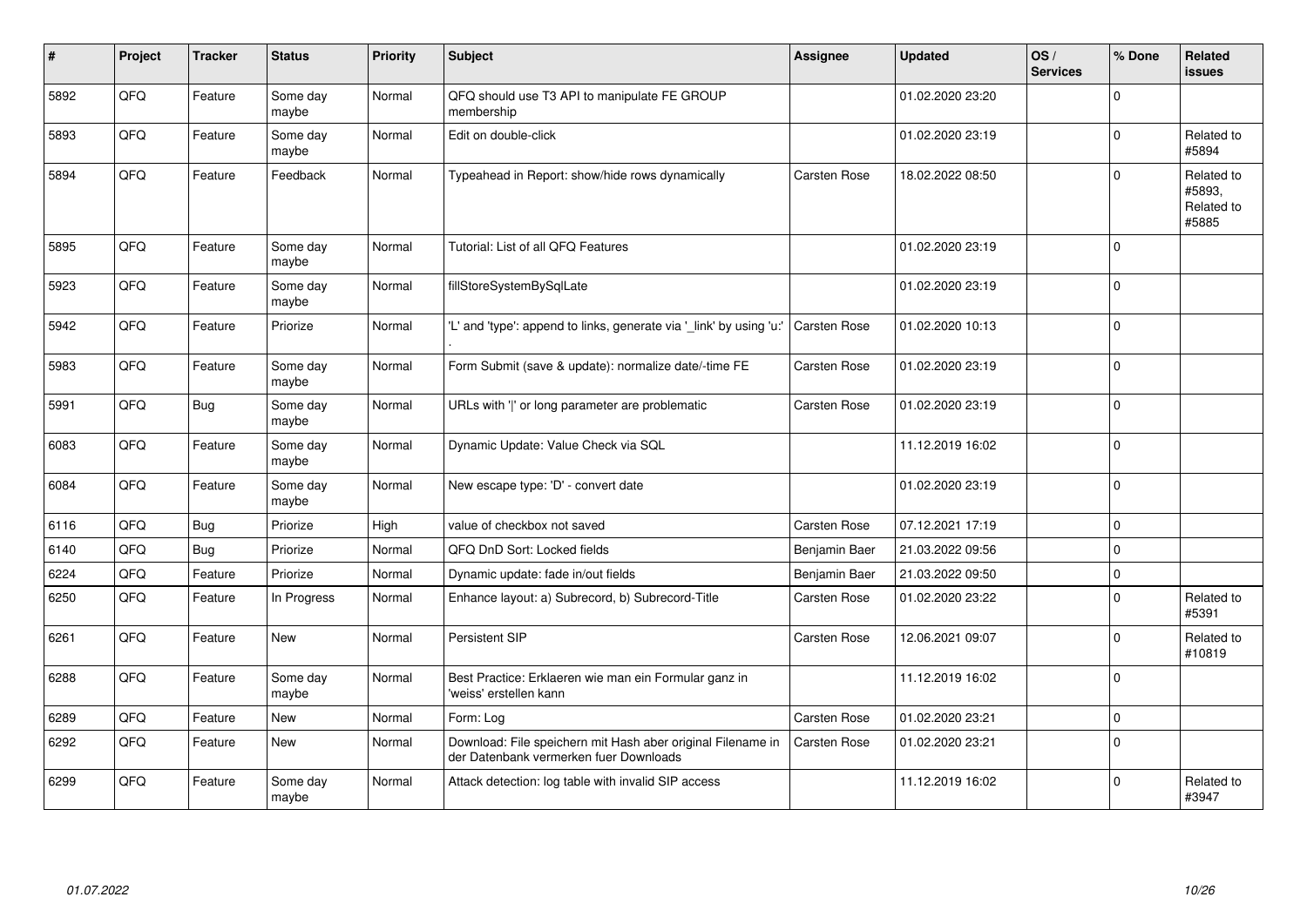| # | Project | Tracker | Status | Priority | Subject | Assignee | Updated | OS / Services | % Done | Related issues |
|---|---|---|---|---|---|---|---|---|---|---|
| 5892 | QFQ | Feature | Some day maybe | Normal | QFQ should use T3 API to manipulate FE GROUP membership | | 01.02.2020 23:20 | | 0 | |
| 5893 | QFQ | Feature | Some day maybe | Normal | Edit on double-click | | 01.02.2020 23:19 | | 0 | Related to #5894 |
| 5894 | QFQ | Feature | Feedback | Normal | Typeahead in Report: show/hide rows dynamically | Carsten Rose | 18.02.2022 08:50 | | 0 | Related to #5893, Related to #5885 |
| 5895 | QFQ | Feature | Some day maybe | Normal | Tutorial: List of all QFQ Features | | 01.02.2020 23:19 | | 0 | |
| 5923 | QFQ | Feature | Some day maybe | Normal | fillStoreSystemBySqlLate | | 01.02.2020 23:19 | | 0 | |
| 5942 | QFQ | Feature | Priorize | Normal | 'L' and 'type': append to links, generate via '_link' by using 'u:' . | Carsten Rose | 01.02.2020 10:13 | | 0 | |
| 5983 | QFQ | Feature | Some day maybe | Normal | Form Submit (save & update): normalize date/-time FE | Carsten Rose | 01.02.2020 23:19 | | 0 | |
| 5991 | QFQ | Bug | Some day maybe | Normal | URLs with '\|' or long parameter are problematic | Carsten Rose | 01.02.2020 23:19 | | 0 | |
| 6083 | QFQ | Feature | Some day maybe | Normal | Dynamic Update: Value Check via SQL | | 11.12.2019 16:02 | | 0 | |
| 6084 | QFQ | Feature | Some day maybe | Normal | New escape type: 'D' - convert date | | 01.02.2020 23:19 | | 0 | |
| 6116 | QFQ | Bug | Priorize | High | value of checkbox not saved | Carsten Rose | 07.12.2021 17:19 | | 0 | |
| 6140 | QFQ | Bug | Priorize | Normal | QFQ DnD Sort: Locked fields | Benjamin Baer | 21.03.2022 09:56 | | 0 | |
| 6224 | QFQ | Feature | Priorize | Normal | Dynamic update: fade in/out fields | Benjamin Baer | 21.03.2022 09:50 | | 0 | |
| 6250 | QFQ | Feature | In Progress | Normal | Enhance layout: a) Subrecord, b) Subrecord-Title | Carsten Rose | 01.02.2020 23:22 | | 0 | Related to #5391 |
| 6261 | QFQ | Feature | New | Normal | Persistent SIP | Carsten Rose | 12.06.2021 09:07 | | 0 | Related to #10819 |
| 6288 | QFQ | Feature | Some day maybe | Normal | Best Practice: Erklaeren wie man ein Formular ganz in 'weiss' erstellen kann | | 11.12.2019 16:02 | | 0 | |
| 6289 | QFQ | Feature | New | Normal | Form: Log | Carsten Rose | 01.02.2020 23:21 | | 0 | |
| 6292 | QFQ | Feature | New | Normal | Download: File speichern mit Hash aber original Filename in der Datenbank vermerken fuer Downloads | Carsten Rose | 01.02.2020 23:21 | | 0 | |
| 6299 | QFQ | Feature | Some day maybe | Normal | Attack detection: log table with invalid SIP access | | 11.12.2019 16:02 | | 0 | Related to #3947 |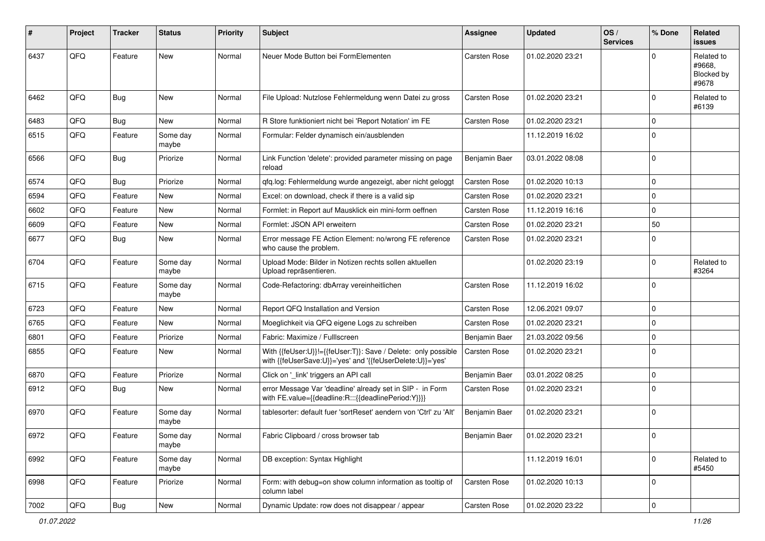| # | Project | Tracker | Status | Priority | Subject | Assignee | Updated | OS / Services | % Done | Related issues |
|---|---|---|---|---|---|---|---|---|---|---|
| 6437 | QFQ | Feature | New | Normal | Neuer Mode Button bei FormElementen | Carsten Rose | 01.02.2020 23:21 | | 0 | Related to #9668, Blocked by #9678 |
| 6462 | QFQ | Bug | New | Normal | File Upload: Nutzlose Fehlermeldung wenn Datei zu gross | Carsten Rose | 01.02.2020 23:21 | | 0 | Related to #6139 |
| 6483 | QFQ | Bug | New | Normal | R Store funktioniert nicht bei 'Report Notation' im FE | Carsten Rose | 01.02.2020 23:21 | | 0 | |
| 6515 | QFQ | Feature | Some day maybe | Normal | Formular: Felder dynamisch ein/ausblenden | | 11.12.2019 16:02 | | 0 | |
| 6566 | QFQ | Bug | Priorize | Normal | Link Function 'delete': provided parameter missing on page reload | Benjamin Baer | 03.01.2022 08:08 | | 0 | |
| 6574 | QFQ | Bug | Priorize | Normal | qfq.log: Fehlermeldung wurde angezeigt, aber nicht geloggt | Carsten Rose | 01.02.2020 10:13 | | 0 | |
| 6594 | QFQ | Feature | New | Normal | Excel: on download, check if there is a valid sip | Carsten Rose | 01.02.2020 23:21 | | 0 | |
| 6602 | QFQ | Feature | New | Normal | Formlet: in Report auf Mausklick ein mini-form oeffnen | Carsten Rose | 11.12.2019 16:16 | | 0 | |
| 6609 | QFQ | Feature | New | Normal | Formlet: JSON API erweitern | Carsten Rose | 01.02.2020 23:21 | | 50 | |
| 6677 | QFQ | Bug | New | Normal | Error message FE Action Element: no/wrong FE reference who cause the problem. | Carsten Rose | 01.02.2020 23:21 | | 0 | |
| 6704 | QFQ | Feature | Some day maybe | Normal | Upload Mode: Bilder in Notizen rechts sollen aktuellen Upload repräsentieren. | | 01.02.2020 23:19 | | 0 | Related to #3264 |
| 6715 | QFQ | Feature | Some day maybe | Normal | Code-Refactoring: dbArray vereinheitlichen | Carsten Rose | 11.12.2019 16:02 | | 0 | |
| 6723 | QFQ | Feature | New | Normal | Report QFQ Installation and Version | Carsten Rose | 12.06.2021 09:07 | | 0 | |
| 6765 | QFQ | Feature | New | Normal | Moeglichkeit via QFQ eigene Logs zu schreiben | Carsten Rose | 01.02.2020 23:21 | | 0 | |
| 6801 | QFQ | Feature | Priorize | Normal | Fabric: Maximize / Fulllscreen | Benjamin Baer | 21.03.2022 09:56 | | 0 | |
| 6855 | QFQ | Feature | New | Normal | With {{feUser:U}}!={{feUser:T}}: Save / Delete: only possible with {{feUserSave:U}}='yes' and '{{feUserDelete:U}}='yes' | Carsten Rose | 01.02.2020 23:21 | | 0 | |
| 6870 | QFQ | Feature | Priorize | Normal | Click on '_link' triggers an API call | Benjamin Baer | 03.01.2022 08:25 | | 0 | |
| 6912 | QFQ | Bug | New | Normal | error Message Var 'deadline' already set in SIP - in Form with FE.value={{deadline:R:::{{deadlinePeriod:Y}}}} | Carsten Rose | 01.02.2020 23:21 | | 0 | |
| 6970 | QFQ | Feature | Some day maybe | Normal | tablesorter: default fuer 'sortReset' aendern von 'Ctrl' zu 'Alt' | Benjamin Baer | 01.02.2020 23:21 | | 0 | |
| 6972 | QFQ | Feature | Some day maybe | Normal | Fabric Clipboard / cross browser tab | Benjamin Baer | 01.02.2020 23:21 | | 0 | |
| 6992 | QFQ | Feature | Some day maybe | Normal | DB exception: Syntax Highlight | | 11.12.2019 16:01 | | 0 | Related to #5450 |
| 6998 | QFQ | Feature | Priorize | Normal | Form: with debug=on show column information as tooltip of column label | Carsten Rose | 01.02.2020 10:13 | | 0 | |
| 7002 | QFQ | Bug | New | Normal | Dynamic Update: row does not disappear / appear | Carsten Rose | 01.02.2020 23:22 | | 0 | |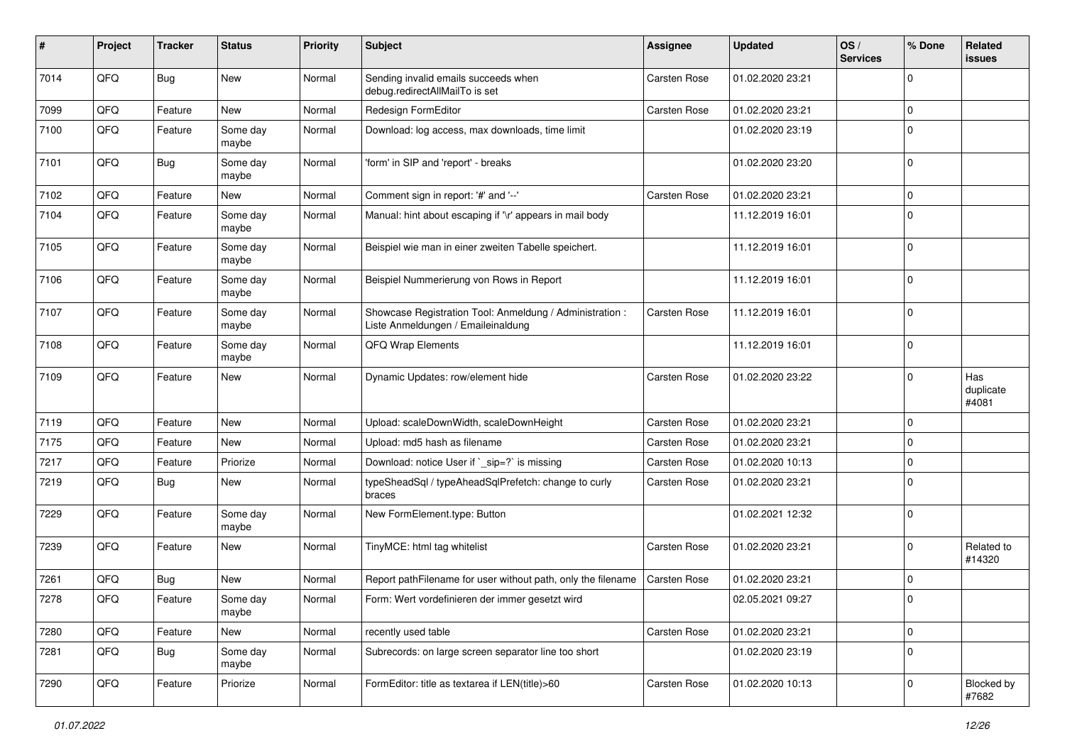| # | Project | Tracker | Status | Priority | Subject | Assignee | Updated | OS / Services | % Done | Related issues |
|---|---|---|---|---|---|---|---|---|---|---|
| 7014 | QFQ | Bug | New | Normal | Sending invalid emails succeeds when debug.redirectAllMailTo is set | Carsten Rose | 01.02.2020 23:21 | | 0 | |
| 7099 | QFQ | Feature | New | Normal | Redesign FormEditor | Carsten Rose | 01.02.2020 23:21 | | 0 | |
| 7100 | QFQ | Feature | Some day maybe | Normal | Download: log access, max downloads, time limit | | 01.02.2020 23:19 | | 0 | |
| 7101 | QFQ | Bug | Some day maybe | Normal | 'form' in SIP and 'report' - breaks | | 01.02.2020 23:20 | | 0 | |
| 7102 | QFQ | Feature | New | Normal | Comment sign in report: '#' and '--' | Carsten Rose | 01.02.2020 23:21 | | 0 | |
| 7104 | QFQ | Feature | Some day maybe | Normal | Manual: hint about escaping if '\r' appears in mail body | | 11.12.2019 16:01 | | 0 | |
| 7105 | QFQ | Feature | Some day maybe | Normal | Beispiel wie man in einer zweiten Tabelle speichert. | | 11.12.2019 16:01 | | 0 | |
| 7106 | QFQ | Feature | Some day maybe | Normal | Beispiel Nummerierung von Rows in Report | | 11.12.2019 16:01 | | 0 | |
| 7107 | QFQ | Feature | Some day maybe | Normal | Showcase Registration Tool: Anmeldung / Administration : Liste Anmeldungen / Emaileinaldung | Carsten Rose | 11.12.2019 16:01 | | 0 | |
| 7108 | QFQ | Feature | Some day maybe | Normal | QFQ Wrap Elements | | 11.12.2019 16:01 | | 0 | |
| 7109 | QFQ | Feature | New | Normal | Dynamic Updates: row/element hide | Carsten Rose | 01.02.2020 23:22 | | 0 | Has duplicate #4081 |
| 7119 | QFQ | Feature | New | Normal | Upload: scaleDownWidth, scaleDownHeight | Carsten Rose | 01.02.2020 23:21 | | 0 | |
| 7175 | QFQ | Feature | New | Normal | Upload: md5 hash as filename | Carsten Rose | 01.02.2020 23:21 | | 0 | |
| 7217 | QFQ | Feature | Priorize | Normal | Download: notice User if `_sip=?` is missing | Carsten Rose | 01.02.2020 10:13 | | 0 | |
| 7219 | QFQ | Bug | New | Normal | typeSheadSql / typeAheadSqlPrefetch: change to curly braces | Carsten Rose | 01.02.2020 23:21 | | 0 | |
| 7229 | QFQ | Feature | Some day maybe | Normal | New FormElement.type: Button | | 01.02.2021 12:32 | | 0 | |
| 7239 | QFQ | Feature | New | Normal | TinyMCE: html tag whitelist | Carsten Rose | 01.02.2020 23:21 | | 0 | Related to #14320 |
| 7261 | QFQ | Bug | New | Normal | Report pathFilename for user without path, only the filename | Carsten Rose | 01.02.2020 23:21 | | 0 | |
| 7278 | QFQ | Feature | Some day maybe | Normal | Form: Wert vordefinieren der immer gesetzt wird | | 02.05.2021 09:27 | | 0 | |
| 7280 | QFQ | Feature | New | Normal | recently used table | Carsten Rose | 01.02.2020 23:21 | | 0 | |
| 7281 | QFQ | Bug | Some day maybe | Normal | Subrecords: on large screen separator line too short | | 01.02.2020 23:19 | | 0 | |
| 7290 | QFQ | Feature | Priorize | Normal | FormEditor: title as textarea if LEN(title)>60 | Carsten Rose | 01.02.2020 10:13 | | 0 | Blocked by #7682 |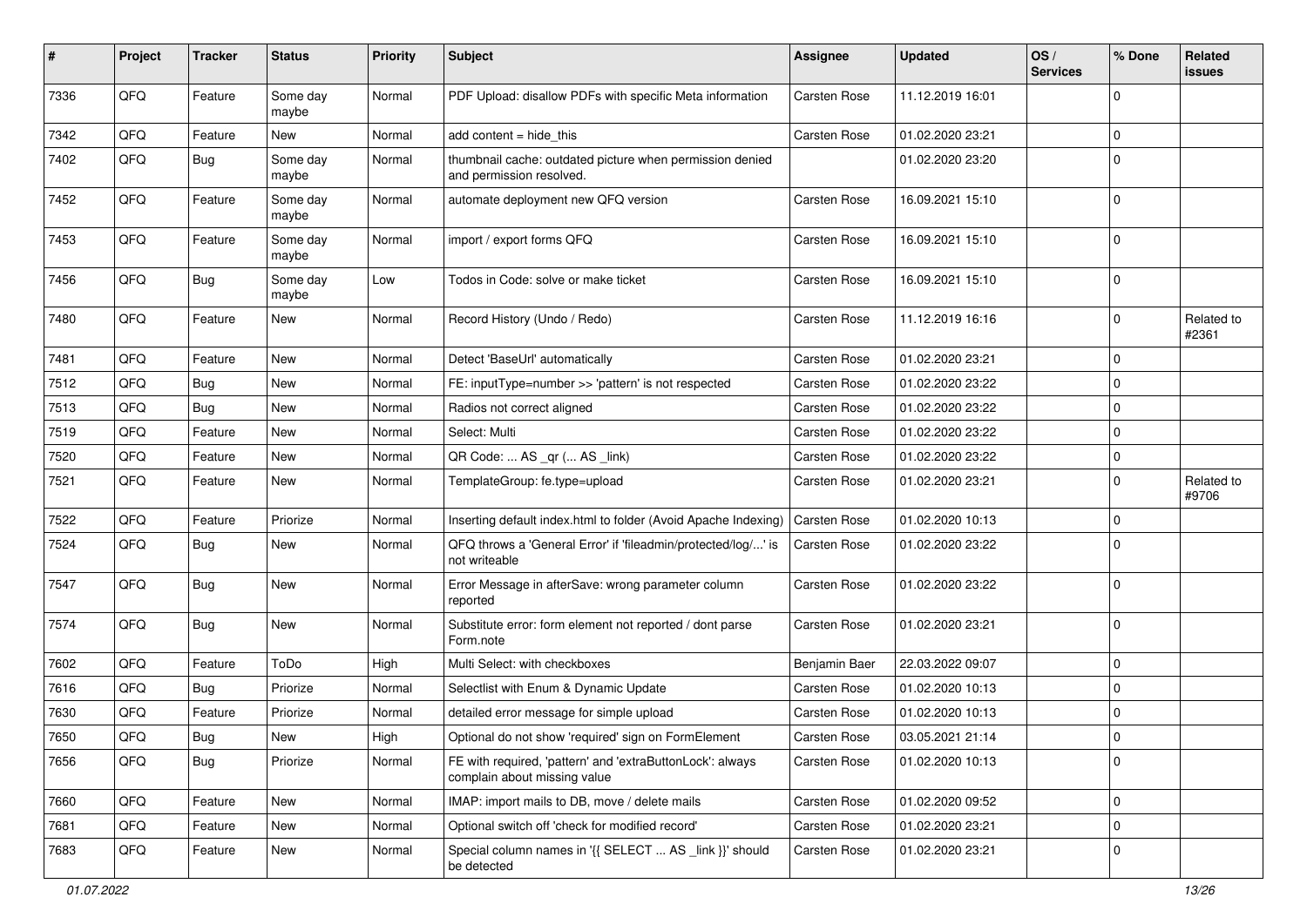| # | Project | Tracker | Status | Priority | Subject | Assignee | Updated | OS / Services | % Done | Related issues |
|---|---|---|---|---|---|---|---|---|---|---|
| 7336 | QFQ | Feature | Some day maybe | Normal | PDF Upload: disallow PDFs with specific Meta information | Carsten Rose | 11.12.2019 16:01 | | 0 | |
| 7342 | QFQ | Feature | New | Normal | add content = hide_this | Carsten Rose | 01.02.2020 23:21 | | 0 | |
| 7402 | QFQ | Bug | Some day maybe | Normal | thumbnail cache: outdated picture when permission denied and permission resolved. | | 01.02.2020 23:20 | | 0 | |
| 7452 | QFQ | Feature | Some day maybe | Normal | automate deployment new QFQ version | Carsten Rose | 16.09.2021 15:10 | | 0 | |
| 7453 | QFQ | Feature | Some day maybe | Normal | import / export forms QFQ | Carsten Rose | 16.09.2021 15:10 | | 0 | |
| 7456 | QFQ | Bug | Some day maybe | Low | Todos in Code: solve or make ticket | Carsten Rose | 16.09.2021 15:10 | | 0 | |
| 7480 | QFQ | Feature | New | Normal | Record History (Undo / Redo) | Carsten Rose | 11.12.2019 16:16 | | 0 | Related to #2361 |
| 7481 | QFQ | Feature | New | Normal | Detect 'BaseUrl' automatically | Carsten Rose | 01.02.2020 23:21 | | 0 | |
| 7512 | QFQ | Bug | New | Normal | FE: inputType=number >> 'pattern' is not respected | Carsten Rose | 01.02.2020 23:22 | | 0 | |
| 7513 | QFQ | Bug | New | Normal | Radios not correct aligned | Carsten Rose | 01.02.2020 23:22 | | 0 | |
| 7519 | QFQ | Feature | New | Normal | Select: Multi | Carsten Rose | 01.02.2020 23:22 | | 0 | |
| 7520 | QFQ | Feature | New | Normal | QR Code: ... AS _qr ( ... AS _link) | Carsten Rose | 01.02.2020 23:22 | | 0 | |
| 7521 | QFQ | Feature | New | Normal | TemplateGroup: fe.type=upload | Carsten Rose | 01.02.2020 23:21 | | 0 | Related to #9706 |
| 7522 | QFQ | Feature | Priorize | Normal | Inserting default index.html to folder (Avoid Apache Indexing) | Carsten Rose | 01.02.2020 10:13 | | 0 | |
| 7524 | QFQ | Bug | New | Normal | QFQ throws a 'General Error' if 'fileadmin/protected/log/...' is not writeable | Carsten Rose | 01.02.2020 23:22 | | 0 | |
| 7547 | QFQ | Bug | New | Normal | Error Message in afterSave: wrong parameter column reported | Carsten Rose | 01.02.2020 23:22 | | 0 | |
| 7574 | QFQ | Bug | New | Normal | Substitute error: form element not reported / dont parse Form.note | Carsten Rose | 01.02.2020 23:21 | | 0 | |
| 7602 | QFQ | Feature | ToDo | High | Multi Select: with checkboxes | Benjamin Baer | 22.03.2022 09:07 | | 0 | |
| 7616 | QFQ | Bug | Priorize | Normal | Selectlist with Enum & Dynamic Update | Carsten Rose | 01.02.2020 10:13 | | 0 | |
| 7630 | QFQ | Feature | Priorize | Normal | detailed error message for simple upload | Carsten Rose | 01.02.2020 10:13 | | 0 | |
| 7650 | QFQ | Bug | New | High | Optional do not show 'required' sign on FormElement | Carsten Rose | 03.05.2021 21:14 | | 0 | |
| 7656 | QFQ | Bug | Priorize | Normal | FE with required, 'pattern' and 'extraButtonLock': always complain about missing value | Carsten Rose | 01.02.2020 10:13 | | 0 | |
| 7660 | QFQ | Feature | New | Normal | IMAP: import mails to DB, move / delete mails | Carsten Rose | 01.02.2020 09:52 | | 0 | |
| 7681 | QFQ | Feature | New | Normal | Optional switch off 'check for modified record' | Carsten Rose | 01.02.2020 23:21 | | 0 | |
| 7683 | QFQ | Feature | New | Normal | Special column names in '{{ SELECT ... AS _link }}' should be detected | Carsten Rose | 01.02.2020 23:21 | | 0 | |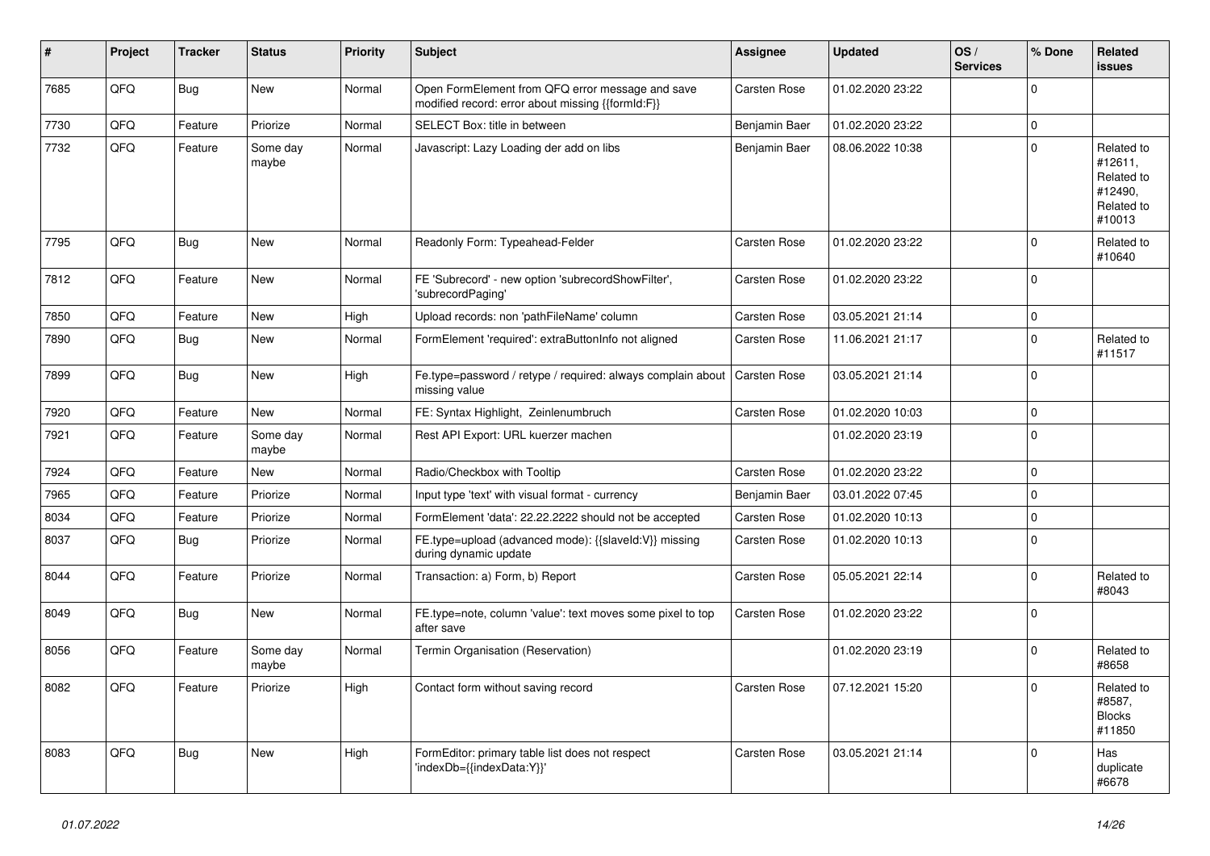| # | Project | Tracker | Status | Priority | Subject | Assignee | Updated | OS / Services | % Done | Related issues |
|---|---|---|---|---|---|---|---|---|---|---|
| 7685 | QFQ | Bug | New | Normal | Open FormElement from QFQ error message and save modified record: error about missing {{formId:F}} | Carsten Rose | 01.02.2020 23:22 | | 0 | |
| 7730 | QFQ | Feature | Priorize | Normal | SELECT Box: title in between | Benjamin Baer | 01.02.2020 23:22 | | 0 | |
| 7732 | QFQ | Feature | Some day maybe | Normal | Javascript: Lazy Loading der add on libs | Benjamin Baer | 08.06.2022 10:38 | | 0 | Related to #12611, Related to #12490, Related to #10013 |
| 7795 | QFQ | Bug | New | Normal | Readonly Form: Typeahead-Felder | Carsten Rose | 01.02.2020 23:22 | | 0 | Related to #10640 |
| 7812 | QFQ | Feature | New | Normal | FE 'Subrecord' - new option 'subrecordShowFilter', 'subrecordPaging' | Carsten Rose | 01.02.2020 23:22 | | 0 | |
| 7850 | QFQ | Feature | New | High | Upload records: non 'pathFileName' column | Carsten Rose | 03.05.2021 21:14 | | 0 | |
| 7890 | QFQ | Bug | New | Normal | FormElement 'required': extraButtonInfo not aligned | Carsten Rose | 11.06.2021 21:17 | | 0 | Related to #11517 |
| 7899 | QFQ | Bug | New | High | Fe.type=password / retype / required: always complain about missing value | Carsten Rose | 03.05.2021 21:14 | | 0 | |
| 7920 | QFQ | Feature | New | Normal | FE: Syntax Highlight, Zeinlenumbruch | Carsten Rose | 01.02.2020 10:03 | | 0 | |
| 7921 | QFQ | Feature | Some day maybe | Normal | Rest API Export: URL kuerzer machen | | 01.02.2020 23:19 | | 0 | |
| 7924 | QFQ | Feature | New | Normal | Radio/Checkbox with Tooltip | Carsten Rose | 01.02.2020 23:22 | | 0 | |
| 7965 | QFQ | Feature | Priorize | Normal | Input type 'text' with visual format - currency | Benjamin Baer | 03.01.2022 07:45 | | 0 | |
| 8034 | QFQ | Feature | Priorize | Normal | FormElement 'data': 22.22.2222 should not be accepted | Carsten Rose | 01.02.2020 10:13 | | 0 | |
| 8037 | QFQ | Bug | Priorize | Normal | FE.type=upload (advanced mode): {{slaveId:V}} missing during dynamic update | Carsten Rose | 01.02.2020 10:13 | | 0 | |
| 8044 | QFQ | Feature | Priorize | Normal | Transaction: a) Form, b) Report | Carsten Rose | 05.05.2021 22:14 | | 0 | Related to #8043 |
| 8049 | QFQ | Bug | New | Normal | FE.type=note, column 'value': text moves some pixel to top after save | Carsten Rose | 01.02.2020 23:22 | | 0 | |
| 8056 | QFQ | Feature | Some day maybe | Normal | Termin Organisation (Reservation) | | 01.02.2020 23:19 | | 0 | Related to #8658 |
| 8082 | QFQ | Feature | Priorize | High | Contact form without saving record | Carsten Rose | 07.12.2021 15:20 | | 0 | Related to #8587, Blocks #11850 |
| 8083 | QFQ | Bug | New | High | FormEditor: primary table list does not respect 'indexDb={{indexData:Y}}' | Carsten Rose | 03.05.2021 21:14 | | 0 | Has duplicate #6678 |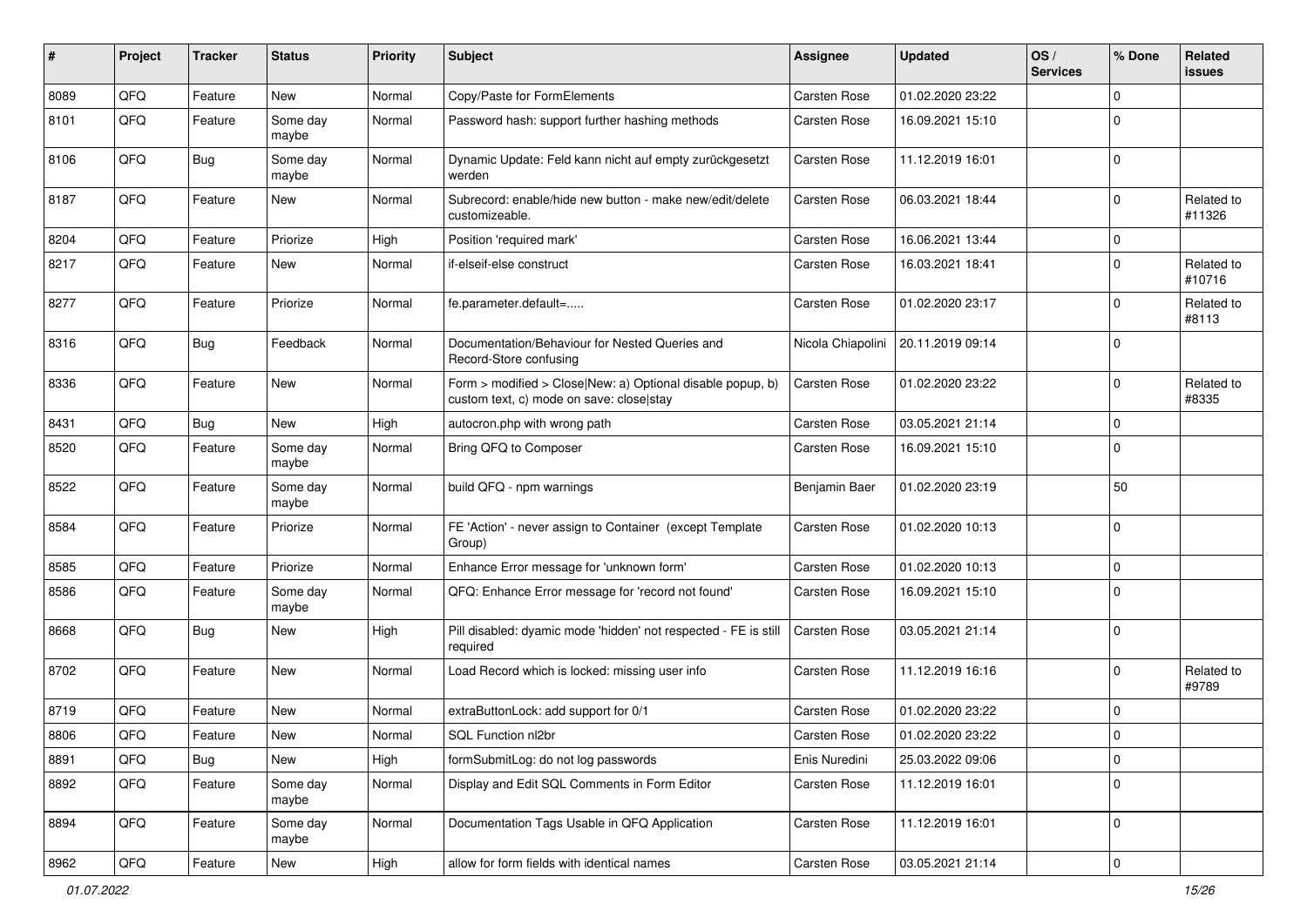| # | Project | Tracker | Status | Priority | Subject | Assignee | Updated | OS / Services | % Done | Related issues |
|---|---|---|---|---|---|---|---|---|---|---|
| 8089 | QFQ | Feature | New | Normal | Copy/Paste for FormElements | Carsten Rose | 01.02.2020 23:22 | | 0 | |
| 8101 | QFQ | Feature | Some day maybe | Normal | Password hash: support further hashing methods | Carsten Rose | 16.09.2021 15:10 | | 0 | |
| 8106 | QFQ | Bug | Some day maybe | Normal | Dynamic Update: Feld kann nicht auf empty zurückgesetzt werden | Carsten Rose | 11.12.2019 16:01 | | 0 | |
| 8187 | QFQ | Feature | New | Normal | Subrecord: enable/hide new button - make new/edit/delete customizeable. | Carsten Rose | 06.03.2021 18:44 | | 0 | Related to #11326 |
| 8204 | QFQ | Feature | Priorize | High | Position 'required mark' | Carsten Rose | 16.06.2021 13:44 | | 0 | |
| 8217 | QFQ | Feature | New | Normal | if-elseif-else construct | Carsten Rose | 16.03.2021 18:41 | | 0 | Related to #10716 |
| 8277 | QFQ | Feature | Priorize | Normal | fe.parameter.default=..... | Carsten Rose | 01.02.2020 23:17 | | 0 | Related to #8113 |
| 8316 | QFQ | Bug | Feedback | Normal | Documentation/Behaviour for Nested Queries and Record-Store confusing | Nicola Chiapolini | 20.11.2019 09:14 | | 0 | |
| 8336 | QFQ | Feature | New | Normal | Form > modified > Close\|New: a) Optional disable popup, b) custom text, c) mode on save: close\|stay | Carsten Rose | 01.02.2020 23:22 | | 0 | Related to #8335 |
| 8431 | QFQ | Bug | New | High | autocron.php with wrong path | Carsten Rose | 03.05.2021 21:14 | | 0 | |
| 8520 | QFQ | Feature | Some day maybe | Normal | Bring QFQ to Composer | Carsten Rose | 16.09.2021 15:10 | | 0 | |
| 8522 | QFQ | Feature | Some day maybe | Normal | build QFQ - npm warnings | Benjamin Baer | 01.02.2020 23:19 | | 50 | |
| 8584 | QFQ | Feature | Priorize | Normal | FE 'Action' - never assign to Container (except Template Group) | Carsten Rose | 01.02.2020 10:13 | | 0 | |
| 8585 | QFQ | Feature | Priorize | Normal | Enhance Error message for 'unknown form' | Carsten Rose | 01.02.2020 10:13 | | 0 | |
| 8586 | QFQ | Feature | Some day maybe | Normal | QFQ: Enhance Error message for 'record not found' | Carsten Rose | 16.09.2021 15:10 | | 0 | |
| 8668 | QFQ | Bug | New | High | Pill disabled: dyamic mode 'hidden' not respected - FE is still required | Carsten Rose | 03.05.2021 21:14 | | 0 | |
| 8702 | QFQ | Feature | New | Normal | Load Record which is locked: missing user info | Carsten Rose | 11.12.2019 16:16 | | 0 | Related to #9789 |
| 8719 | QFQ | Feature | New | Normal | extraButtonLock: add support for 0/1 | Carsten Rose | 01.02.2020 23:22 | | 0 | |
| 8806 | QFQ | Feature | New | Normal | SQL Function nl2br | Carsten Rose | 01.02.2020 23:22 | | 0 | |
| 8891 | QFQ | Bug | New | High | formSubmitLog: do not log passwords | Enis Nuredini | 25.03.2022 09:06 | | 0 | |
| 8892 | QFQ | Feature | Some day maybe | Normal | Display and Edit SQL Comments in Form Editor | Carsten Rose | 11.12.2019 16:01 | | 0 | |
| 8894 | QFQ | Feature | Some day maybe | Normal | Documentation Tags Usable in QFQ Application | Carsten Rose | 11.12.2019 16:01 | | 0 | |
| 8962 | QFQ | Feature | New | High | allow for form fields with identical names | Carsten Rose | 03.05.2021 21:14 | | 0 | |

*01.07.2022*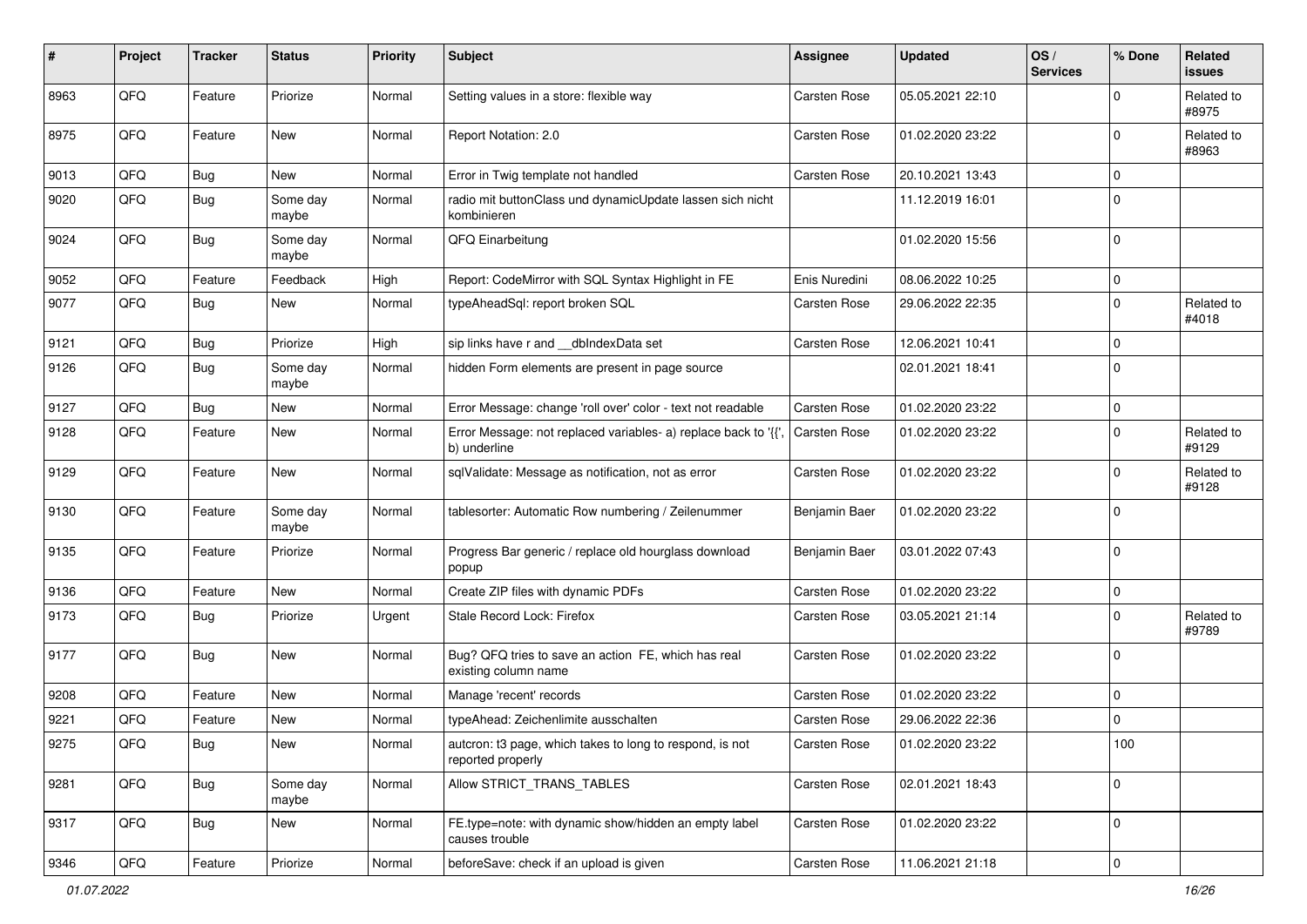| # | Project | Tracker | Status | Priority | Subject | Assignee | Updated | OS / Services | % Done | Related issues |
|---|---|---|---|---|---|---|---|---|---|---|
| 8963 | QFQ | Feature | Priorize | Normal | Setting values in a store: flexible way | Carsten Rose | 05.05.2021 22:10 | | 0 | Related to #8975 |
| 8975 | QFQ | Feature | New | Normal | Report Notation: 2.0 | Carsten Rose | 01.02.2020 23:22 | | 0 | Related to #8963 |
| 9013 | QFQ | Bug | New | Normal | Error in Twig template not handled | Carsten Rose | 20.10.2021 13:43 | | 0 | |
| 9020 | QFQ | Bug | Some day maybe | Normal | radio mit buttonClass und dynamicUpdate lassen sich nicht kombinieren | | 11.12.2019 16:01 | | 0 | |
| 9024 | QFQ | Bug | Some day maybe | Normal | QFQ Einarbeitung | | 01.02.2020 15:56 | | 0 | |
| 9052 | QFQ | Feature | Feedback | High | Report: CodeMirror with SQL Syntax Highlight in FE | Enis Nuredini | 08.06.2022 10:25 | | 0 | |
| 9077 | QFQ | Bug | New | Normal | typeAheadSql: report broken SQL | Carsten Rose | 29.06.2022 22:35 | | 0 | Related to #4018 |
| 9121 | QFQ | Bug | Priorize | High | sip links have r and __dbIndexData set | Carsten Rose | 12.06.2021 10:41 | | 0 | |
| 9126 | QFQ | Bug | Some day maybe | Normal | hidden Form elements are present in page source | | 02.01.2021 18:41 | | 0 | |
| 9127 | QFQ | Bug | New | Normal | Error Message: change 'roll over' color - text not readable | Carsten Rose | 01.02.2020 23:22 | | 0 | |
| 9128 | QFQ | Feature | New | Normal | Error Message: not replaced variables- a) replace back to '{{', b) underline | Carsten Rose | 01.02.2020 23:22 | | 0 | Related to #9129 |
| 9129 | QFQ | Feature | New | Normal | sqlValidate: Message as notification, not as error | Carsten Rose | 01.02.2020 23:22 | | 0 | Related to #9128 |
| 9130 | QFQ | Feature | Some day maybe | Normal | tablesorter: Automatic Row numbering / Zeilenummer | Benjamin Baer | 01.02.2020 23:22 | | 0 | |
| 9135 | QFQ | Feature | Priorize | Normal | Progress Bar generic / replace old hourglass download popup | Benjamin Baer | 03.01.2022 07:43 | | 0 | |
| 9136 | QFQ | Feature | New | Normal | Create ZIP files with dynamic PDFs | Carsten Rose | 01.02.2020 23:22 | | 0 | |
| 9173 | QFQ | Bug | Priorize | Urgent | Stale Record Lock: Firefox | Carsten Rose | 03.05.2021 21:14 | | 0 | Related to #9789 |
| 9177 | QFQ | Bug | New | Normal | Bug? QFQ tries to save an action FE, which has real existing column name | Carsten Rose | 01.02.2020 23:22 | | 0 | |
| 9208 | QFQ | Feature | New | Normal | Manage 'recent' records | Carsten Rose | 01.02.2020 23:22 | | 0 | |
| 9221 | QFQ | Feature | New | Normal | typeAhead: Zeichenlimite ausschalten | Carsten Rose | 29.06.2022 22:36 | | 0 | |
| 9275 | QFQ | Bug | New | Normal | autcron: t3 page, which takes to long to respond, is not reported properly | Carsten Rose | 01.02.2020 23:22 | | 100 | |
| 9281 | QFQ | Bug | Some day maybe | Normal | Allow STRICT_TRANS_TABLES | Carsten Rose | 02.01.2021 18:43 | | 0 | |
| 9317 | QFQ | Bug | New | Normal | FE.type=note: with dynamic show/hidden an empty label causes trouble | Carsten Rose | 01.02.2020 23:22 | | 0 | |
| 9346 | QFQ | Feature | Priorize | Normal | beforeSave: check if an upload is given | Carsten Rose | 11.06.2021 21:18 | | 0 | |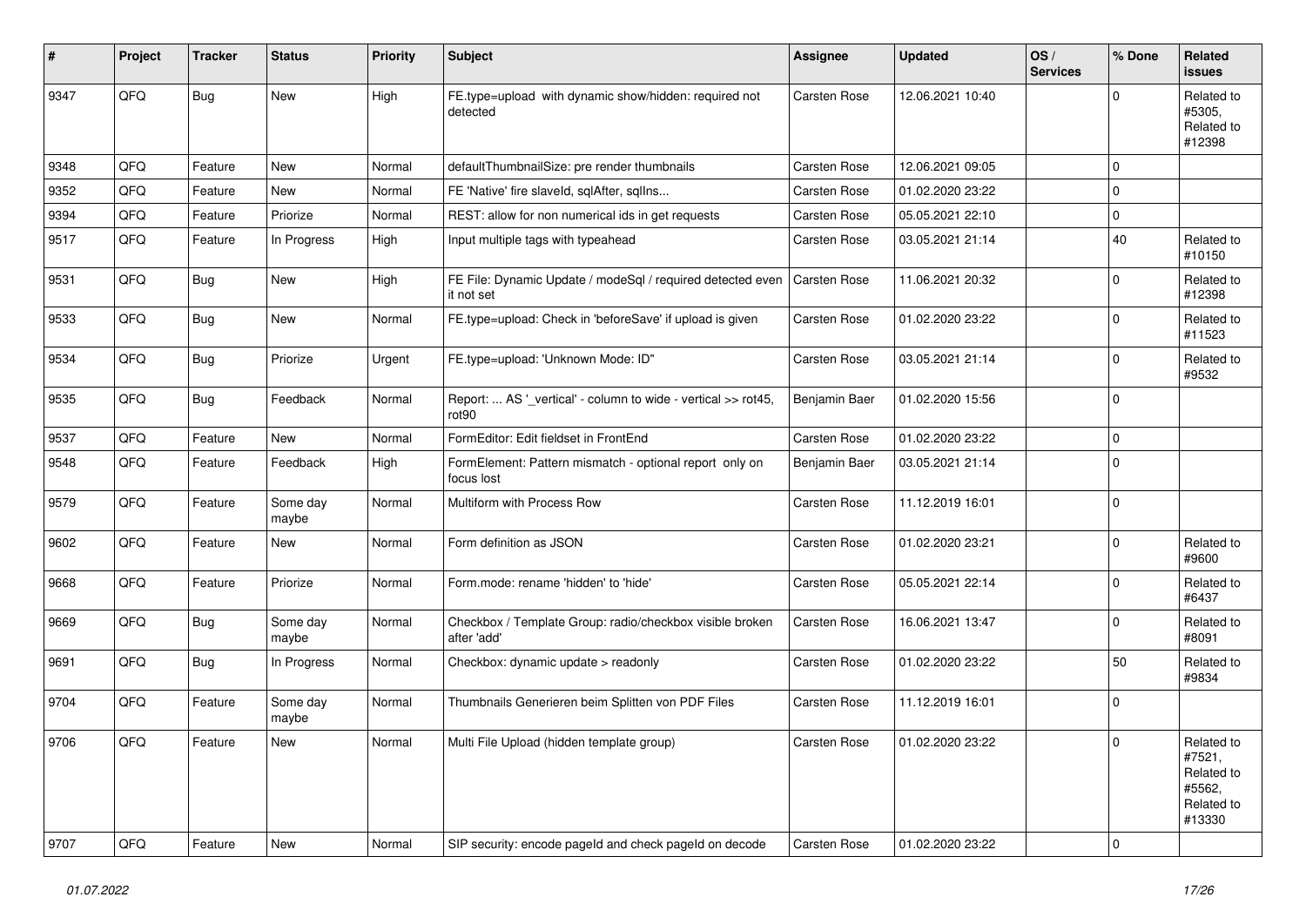| # | Project | Tracker | Status | Priority | Subject | Assignee | Updated | OS / Services | % Done | Related issues |
|---|---|---|---|---|---|---|---|---|---|---|
| 9347 | QFQ | Bug | New | High | FE.type=upload with dynamic show/hidden: required not detected | Carsten Rose | 12.06.2021 10:40 | | 0 | Related to #5305, Related to #12398 |
| 9348 | QFQ | Feature | New | Normal | defaultThumbnailSize: pre render thumbnails | Carsten Rose | 12.06.2021 09:05 | | 0 | |
| 9352 | QFQ | Feature | New | Normal | FE 'Native' fire slaveId, sqlAfter, sqlIns... | Carsten Rose | 01.02.2020 23:22 | | 0 | |
| 9394 | QFQ | Feature | Priorize | Normal | REST: allow for non numerical ids in get requests | Carsten Rose | 05.05.2021 22:10 | | 0 | |
| 9517 | QFQ | Feature | In Progress | High | Input multiple tags with typeahead | Carsten Rose | 03.05.2021 21:14 | | 40 | Related to #10150 |
| 9531 | QFQ | Bug | New | High | FE File: Dynamic Update / modeSql / required detected even it not set | Carsten Rose | 11.06.2021 20:32 | | 0 | Related to #12398 |
| 9533 | QFQ | Bug | New | Normal | FE.type=upload: Check in 'beforeSave' if upload is given | Carsten Rose | 01.02.2020 23:22 | | 0 | Related to #11523 |
| 9534 | QFQ | Bug | Priorize | Urgent | FE.type=upload: 'Unknown Mode: ID" | Carsten Rose | 03.05.2021 21:14 | | 0 | Related to #9532 |
| 9535 | QFQ | Bug | Feedback | Normal | Report: ... AS '_vertical' - column to wide - vertical >> rot45, rot90 | Benjamin Baer | 01.02.2020 15:56 | | 0 | |
| 9537 | QFQ | Feature | New | Normal | FormEditor: Edit fieldset in FrontEnd | Carsten Rose | 01.02.2020 23:22 | | 0 | |
| 9548 | QFQ | Feature | Feedback | High | FormElement: Pattern mismatch - optional report only on focus lost | Benjamin Baer | 03.05.2021 21:14 | | 0 | |
| 9579 | QFQ | Feature | Some day maybe | Normal | Multiform with Process Row | Carsten Rose | 11.12.2019 16:01 | | 0 | |
| 9602 | QFQ | Feature | New | Normal | Form definition as JSON | Carsten Rose | 01.02.2020 23:21 | | 0 | Related to #9600 |
| 9668 | QFQ | Feature | Priorize | Normal | Form.mode: rename 'hidden' to 'hide' | Carsten Rose | 05.05.2021 22:14 | | 0 | Related to #6437 |
| 9669 | QFQ | Bug | Some day maybe | Normal | Checkbox / Template Group: radio/checkbox visible broken after 'add' | Carsten Rose | 16.06.2021 13:47 | | 0 | Related to #8091 |
| 9691 | QFQ | Bug | In Progress | Normal | Checkbox: dynamic update > readonly | Carsten Rose | 01.02.2020 23:22 | | 50 | Related to #9834 |
| 9704 | QFQ | Feature | Some day maybe | Normal | Thumbnails Generieren beim Splitten von PDF Files | Carsten Rose | 11.12.2019 16:01 | | 0 | |
| 9706 | QFQ | Feature | New | Normal | Multi File Upload (hidden template group) | Carsten Rose | 01.02.2020 23:22 | | 0 | Related to #7521, Related to #5562, Related to #13330 |
| 9707 | QFQ | Feature | New | Normal | SIP security: encode pageId and check pageId on decode | Carsten Rose | 01.02.2020 23:22 | | 0 | |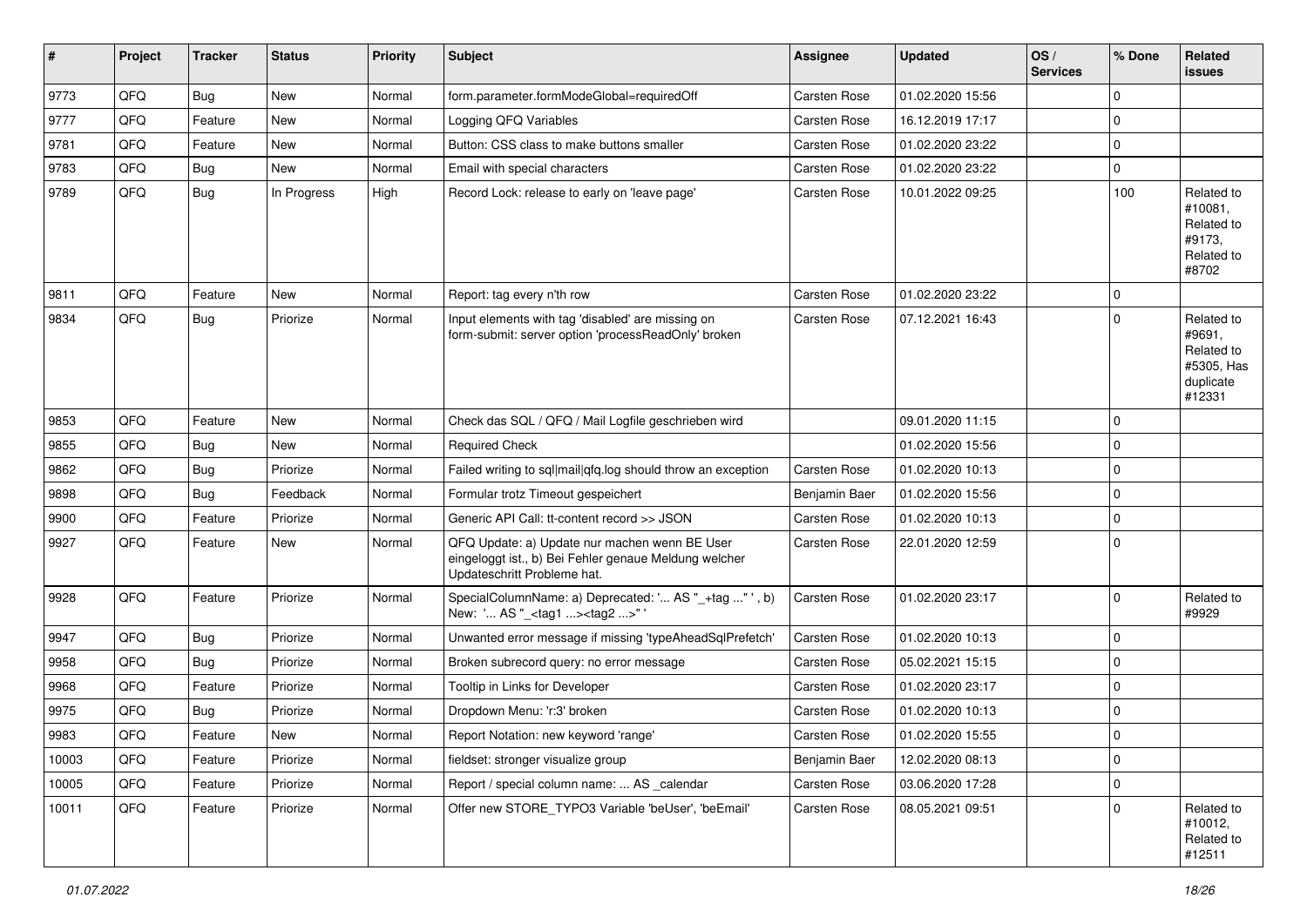| # | Project | Tracker | Status | Priority | Subject | Assignee | Updated | OS / Services | % Done | Related issues |
|---|---|---|---|---|---|---|---|---|---|---|
| 9773 | QFQ | Bug | New | Normal | form.parameter.formModeGlobal=requiredOff | Carsten Rose | 01.02.2020 15:56 | | 0 | |
| 9777 | QFQ | Feature | New | Normal | Logging QFQ Variables | Carsten Rose | 16.12.2019 17:17 | | 0 | |
| 9781 | QFQ | Feature | New | Normal | Button: CSS class to make buttons smaller | Carsten Rose | 01.02.2020 23:22 | | 0 | |
| 9783 | QFQ | Bug | New | Normal | Email with special characters | Carsten Rose | 01.02.2020 23:22 | | 0 | |
| 9789 | QFQ | Bug | In Progress | High | Record Lock: release to early on 'leave page' | Carsten Rose | 10.01.2022 09:25 | | 100 | Related to #10081, Related to #9173, Related to #8702 |
| 9811 | QFQ | Feature | New | Normal | Report: tag every n'th row | Carsten Rose | 01.02.2020 23:22 | | 0 | |
| 9834 | QFQ | Bug | Priorize | Normal | Input elements with tag 'disabled' are missing on form-submit: server option 'processReadOnly' broken | Carsten Rose | 07.12.2021 16:43 | | 0 | Related to #9691, Related to #5305, Has duplicate #12331 |
| 9853 | QFQ | Feature | New | Normal | Check das SQL / QFQ / Mail Logfile geschrieben wird | | 09.01.2020 11:15 | | 0 | |
| 9855 | QFQ | Bug | New | Normal | Required Check | | 01.02.2020 15:56 | | 0 | |
| 9862 | QFQ | Bug | Priorize | Normal | Failed writing to sql|mail|qfq.log should throw an exception | Carsten Rose | 01.02.2020 10:13 | | 0 | |
| 9898 | QFQ | Bug | Feedback | Normal | Formular trotz Timeout gespeichert | Benjamin Baer | 01.02.2020 15:56 | | 0 | |
| 9900 | QFQ | Feature | Priorize | Normal | Generic API Call: tt-content record >> JSON | Carsten Rose | 01.02.2020 10:13 | | 0 | |
| 9927 | QFQ | Feature | New | Normal | QFQ Update: a) Update nur machen wenn BE User eingeloggt ist., b) Bei Fehler genaue Meldung welcher Updateschritt Probleme hat. | Carsten Rose | 22.01.2020 12:59 | | 0 | |
| 9928 | QFQ | Feature | Priorize | Normal | SpecialColumnName: a) Deprecated: '... AS "_+tag ..." ', b) New: '... AS "_<tag1 ...><tag2 ...>" ' | Carsten Rose | 01.02.2020 23:17 | | 0 | Related to #9929 |
| 9947 | QFQ | Bug | Priorize | Normal | Unwanted error message if missing 'typeAheadSqlPrefetch' | Carsten Rose | 01.02.2020 10:13 | | 0 | |
| 9958 | QFQ | Bug | Priorize | Normal | Broken subrecord query: no error message | Carsten Rose | 05.02.2021 15:15 | | 0 | |
| 9968 | QFQ | Feature | Priorize | Normal | Tooltip in Links for Developer | Carsten Rose | 01.02.2020 23:17 | | 0 | |
| 9975 | QFQ | Bug | Priorize | Normal | Dropdown Menu: 'r:3' broken | Carsten Rose | 01.02.2020 10:13 | | 0 | |
| 9983 | QFQ | Feature | New | Normal | Report Notation: new keyword 'range' | Carsten Rose | 01.02.2020 15:55 | | 0 | |
| 10003 | QFQ | Feature | Priorize | Normal | fieldset: stronger visualize group | Benjamin Baer | 12.02.2020 08:13 | | 0 | |
| 10005 | QFQ | Feature | Priorize | Normal | Report / special column name: ... AS _calendar | Carsten Rose | 03.06.2020 17:28 | | 0 | |
| 10011 | QFQ | Feature | Priorize | Normal | Offer new STORE_TYPO3 Variable 'beUser', 'beEmail' | Carsten Rose | 08.05.2021 09:51 | | 0 | Related to #10012, Related to #12511 |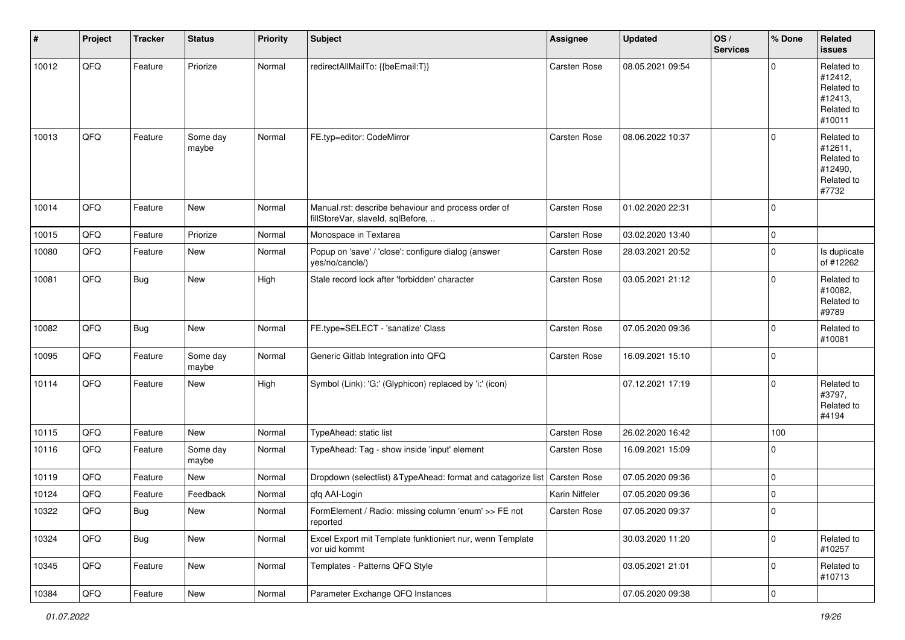| # | Project | Tracker | Status | Priority | Subject | Assignee | Updated | OS / Services | % Done | Related issues |
|---|---|---|---|---|---|---|---|---|---|---|
| 10012 | QFQ | Feature | Priorize | Normal | redirectAllMailTo: {{beEmail:T}} | Carsten Rose | 08.05.2021 09:54 | | 0 | Related to #12412, Related to #12413, Related to #10011 |
| 10013 | QFQ | Feature | Some day maybe | Normal | FE.typ=editor: CodeMirror | Carsten Rose | 08.06.2022 10:37 | | 0 | Related to #12611, Related to #12490, Related to #7732 |
| 10014 | QFQ | Feature | New | Normal | Manual.rst: describe behaviour and process order of fillStoreVar, slaveId, sqlBefore, .. | Carsten Rose | 01.02.2020 22:31 | | 0 | |
| 10015 | QFQ | Feature | Priorize | Normal | Monospace in Textarea | Carsten Rose | 03.02.2020 13:40 | | 0 | |
| 10080 | QFQ | Feature | New | Normal | Popup on 'save' / 'close': configure dialog (answer yes/no/cancle/) | Carsten Rose | 28.03.2021 20:52 | | 0 | Is duplicate of #12262 |
| 10081 | QFQ | Bug | New | High | Stale record lock after 'forbidden' character | Carsten Rose | 03.05.2021 21:12 | | 0 | Related to #10082, Related to #9789 |
| 10082 | QFQ | Bug | New | Normal | FE.type=SELECT - 'sanatize' Class | Carsten Rose | 07.05.2020 09:36 | | 0 | Related to #10081 |
| 10095 | QFQ | Feature | Some day maybe | Normal | Generic Gitlab Integration into QFQ | Carsten Rose | 16.09.2021 15:10 | | 0 | |
| 10114 | QFQ | Feature | New | High | Symbol (Link): 'G:' (Glyphicon) replaced by 'i:' (icon) | | 07.12.2021 17:19 | | 0 | Related to #3797, Related to #4194 |
| 10115 | QFQ | Feature | New | Normal | TypeAhead: static list | Carsten Rose | 26.02.2020 16:42 | | 100 | |
| 10116 | QFQ | Feature | Some day maybe | Normal | TypeAhead: Tag - show inside 'input' element | Carsten Rose | 16.09.2021 15:09 | | 0 | |
| 10119 | QFQ | Feature | New | Normal | Dropdown (selectlist) &TypeAhead: format and catagorize list | Carsten Rose | 07.05.2020 09:36 | | 0 | |
| 10124 | QFQ | Feature | Feedback | Normal | qfq AAI-Login | Karin Niffeler | 07.05.2020 09:36 | | 0 | |
| 10322 | QFQ | Bug | New | Normal | FormElement / Radio: missing column 'enum' >> FE not reported | Carsten Rose | 07.05.2020 09:37 | | 0 | |
| 10324 | QFQ | Bug | New | Normal | Excel Export mit Template funktioniert nur, wenn Template vor uid kommt | | 30.03.2020 11:20 | | 0 | Related to #10257 |
| 10345 | QFQ | Feature | New | Normal | Templates - Patterns QFQ Style | | 03.05.2021 21:01 | | 0 | Related to #10713 |
| 10384 | QFQ | Feature | New | Normal | Parameter Exchange QFQ Instances | | 07.05.2020 09:38 | | 0 | |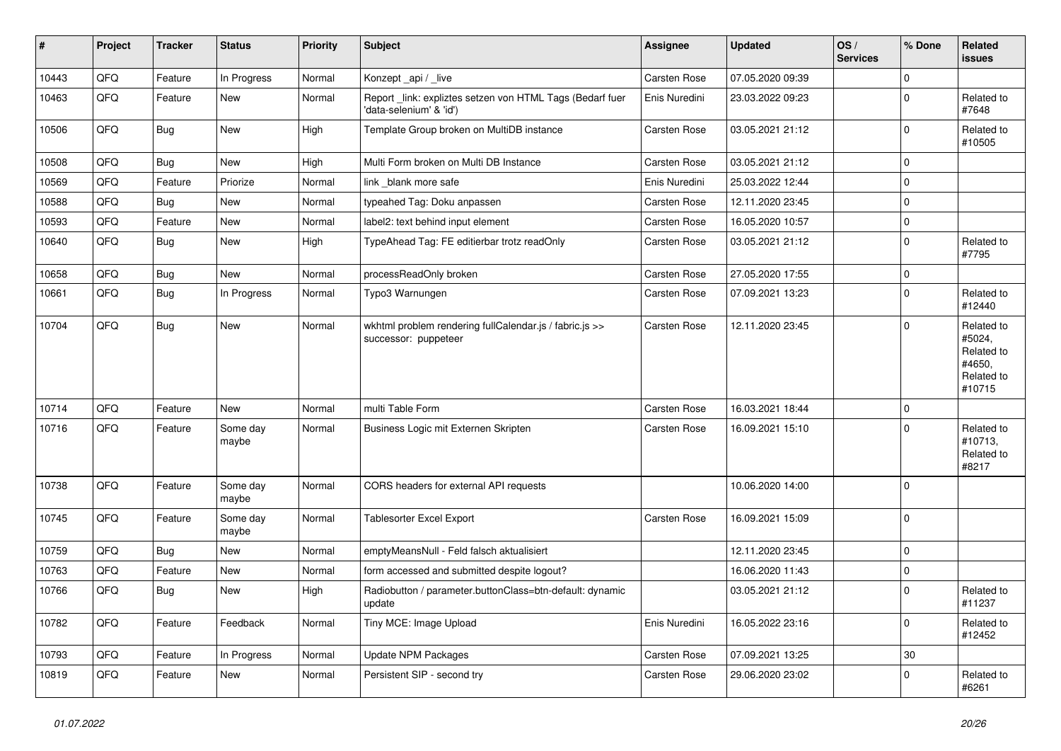| # | Project | Tracker | Status | Priority | Subject | Assignee | Updated | OS / Services | % Done | Related issues |
|---|---|---|---|---|---|---|---|---|---|---|
| 10443 | QFQ | Feature | In Progress | Normal | Konzept _api / _live | Carsten Rose | 07.05.2020 09:39 | | 0 | |
| 10463 | QFQ | Feature | New | Normal | Report _link: expliztes setzen von HTML Tags (Bedarf fuer 'data-selenium' & 'id') | Enis Nuredini | 23.03.2022 09:23 | | 0 | Related to #7648 |
| 10506 | QFQ | Bug | New | High | Template Group broken on MultiDB instance | Carsten Rose | 03.05.2021 21:12 | | 0 | Related to #10505 |
| 10508 | QFQ | Bug | New | High | Multi Form broken on Multi DB Instance | Carsten Rose | 03.05.2021 21:12 | | 0 | |
| 10569 | QFQ | Feature | Priorize | Normal | link _blank more safe | Enis Nuredini | 25.03.2022 12:44 | | 0 | |
| 10588 | QFQ | Bug | New | Normal | typeahed Tag: Doku anpassen | Carsten Rose | 12.11.2020 23:45 | | 0 | |
| 10593 | QFQ | Feature | New | Normal | label2: text behind input element | Carsten Rose | 16.05.2020 10:57 | | 0 | |
| 10640 | QFQ | Bug | New | High | TypeAhead Tag: FE editierbar trotz readOnly | Carsten Rose | 03.05.2021 21:12 | | 0 | Related to #7795 |
| 10658 | QFQ | Bug | New | Normal | processReadOnly broken | Carsten Rose | 27.05.2020 17:55 | | 0 | |
| 10661 | QFQ | Bug | In Progress | Normal | Typo3 Warnungen | Carsten Rose | 07.09.2021 13:23 | | 0 | Related to #12440 |
| 10704 | QFQ | Bug | New | Normal | wkhtml problem rendering fullCalendar.js / fabric.js >> successor: puppeteer | Carsten Rose | 12.11.2020 23:45 | | 0 | Related to #5024, Related to #4650, Related to #10715 |
| 10714 | QFQ | Feature | New | Normal | multi Table Form | Carsten Rose | 16.03.2021 18:44 | | 0 | |
| 10716 | QFQ | Feature | Some day maybe | Normal | Business Logic mit Externen Skripten | Carsten Rose | 16.09.2021 15:10 | | 0 | Related to #10713, Related to #8217 |
| 10738 | QFQ | Feature | Some day maybe | Normal | CORS headers for external API requests | | 10.06.2020 14:00 | | 0 | |
| 10745 | QFQ | Feature | Some day maybe | Normal | Tablesorter Excel Export | Carsten Rose | 16.09.2021 15:09 | | 0 | |
| 10759 | QFQ | Bug | New | Normal | emptyMeansNull - Feld falsch aktualisiert | | 12.11.2020 23:45 | | 0 | |
| 10763 | QFQ | Feature | New | Normal | form accessed and submitted despite logout? | | 16.06.2020 11:43 | | 0 | |
| 10766 | QFQ | Bug | New | High | Radiobutton / parameter.buttonClass=btn-default: dynamic update | | 03.05.2021 21:12 | | 0 | Related to #11237 |
| 10782 | QFQ | Feature | Feedback | Normal | Tiny MCE: Image Upload | Enis Nuredini | 16.05.2022 23:16 | | 0 | Related to #12452 |
| 10793 | QFQ | Feature | In Progress | Normal | Update NPM Packages | Carsten Rose | 07.09.2021 13:25 | | 30 | |
| 10819 | QFQ | Feature | New | Normal | Persistent SIP - second try | Carsten Rose | 29.06.2020 23:02 | | 0 | Related to #6261 |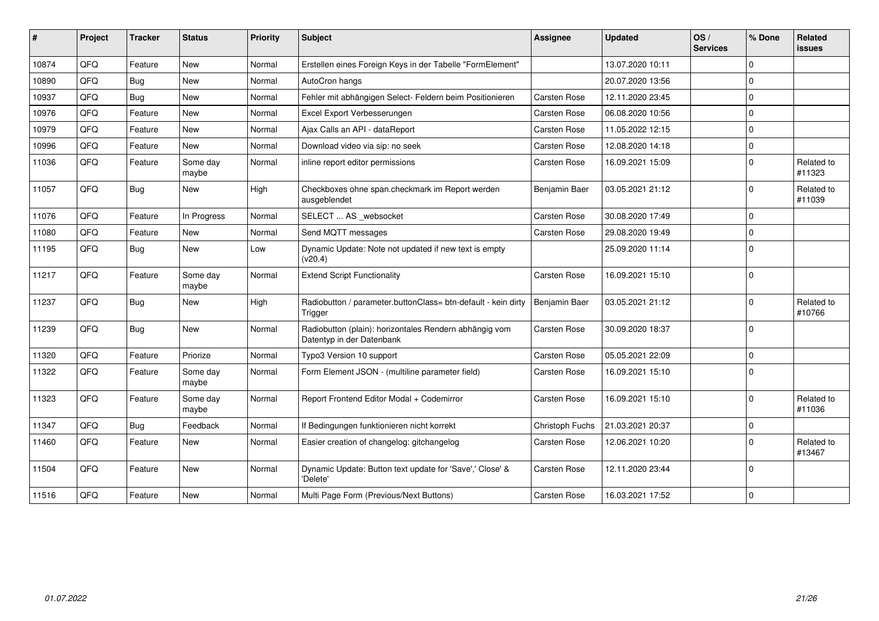| # | Project | Tracker | Status | Priority | Subject | Assignee | Updated | OS / Services | % Done | Related issues |
|---|---|---|---|---|---|---|---|---|---|---|
| 10874 | QFQ | Feature | New | Normal | Erstellen eines Foreign Keys in der Tabelle "FormElement" | | 13.07.2020 10:11 | | 0 | |
| 10890 | QFQ | Bug | New | Normal | AutoCron hangs | | 20.07.2020 13:56 | | 0 | |
| 10937 | QFQ | Bug | New | Normal | Fehler mit abhängigen Select- Feldern beim Positionieren | Carsten Rose | 12.11.2020 23:45 | | 0 | |
| 10976 | QFQ | Feature | New | Normal | Excel Export Verbesserungen | Carsten Rose | 06.08.2020 10:56 | | 0 | |
| 10979 | QFQ | Feature | New | Normal | Ajax Calls an API - dataReport | Carsten Rose | 11.05.2022 12:15 | | 0 | |
| 10996 | QFQ | Feature | New | Normal | Download video via sip: no seek | Carsten Rose | 12.08.2020 14:18 | | 0 | |
| 11036 | QFQ | Feature | Some day maybe | Normal | inline report editor permissions | Carsten Rose | 16.09.2021 15:09 | | 0 | Related to #11323 |
| 11057 | QFQ | Bug | New | High | Checkboxes ohne span.checkmark im Report werden ausgeblendet | Benjamin Baer | 03.05.2021 21:12 | | 0 | Related to #11039 |
| 11076 | QFQ | Feature | In Progress | Normal | SELECT ... AS _websocket | Carsten Rose | 30.08.2020 17:49 | | 0 | |
| 11080 | QFQ | Feature | New | Normal | Send MQTT messages | Carsten Rose | 29.08.2020 19:49 | | 0 | |
| 11195 | QFQ | Bug | New | Low | Dynamic Update: Note not updated if new text is empty (v20.4) | | 25.09.2020 11:14 | | 0 | |
| 11217 | QFQ | Feature | Some day maybe | Normal | Extend Script Functionality | Carsten Rose | 16.09.2021 15:10 | | 0 | |
| 11237 | QFQ | Bug | New | High | Radiobutton / parameter.buttonClass= btn-default - kein dirty Trigger | Benjamin Baer | 03.05.2021 21:12 | | 0 | Related to #10766 |
| 11239 | QFQ | Bug | New | Normal | Radiobutton (plain): horizontales Rendern abhängig vom Datentyp in der Datenbank | Carsten Rose | 30.09.2020 18:37 | | 0 | |
| 11320 | QFQ | Feature | Priorize | Normal | Typo3 Version 10 support | Carsten Rose | 05.05.2021 22:09 | | 0 | |
| 11322 | QFQ | Feature | Some day maybe | Normal | Form Element JSON - (multiline parameter field) | Carsten Rose | 16.09.2021 15:10 | | 0 | |
| 11323 | QFQ | Feature | Some day maybe | Normal | Report Frontend Editor Modal + Codemirror | Carsten Rose | 16.09.2021 15:10 | | 0 | Related to #11036 |
| 11347 | QFQ | Bug | Feedback | Normal | If Bedingungen funktionieren nicht korrekt | Christoph Fuchs | 21.03.2021 20:37 | | 0 | |
| 11460 | QFQ | Feature | New | Normal | Easier creation of changelog: gitchangelog | Carsten Rose | 12.06.2021 10:20 | | 0 | Related to #13467 |
| 11504 | QFQ | Feature | New | Normal | Dynamic Update: Button text update for 'Save',' Close' & 'Delete' | Carsten Rose | 12.11.2020 23:44 | | 0 | |
| 11516 | QFQ | Feature | New | Normal | Multi Page Form (Previous/Next Buttons) | Carsten Rose | 16.03.2021 17:52 | | 0 | |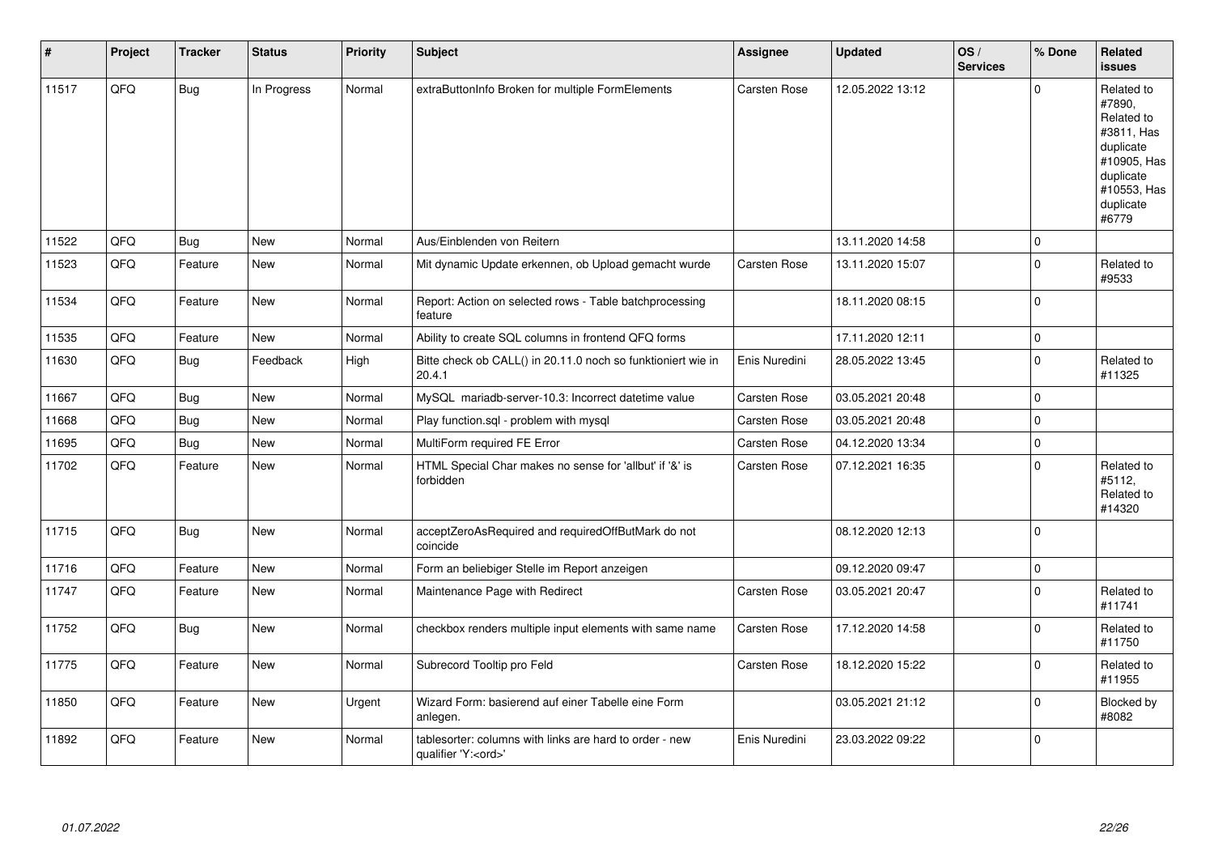| # | Project | Tracker | Status | Priority | Subject | Assignee | Updated | OS / Services | % Done | Related issues |
|---|---|---|---|---|---|---|---|---|---|---|
| 11517 | QFQ | Bug | In Progress | Normal | extraButtonInfo Broken for multiple FormElements | Carsten Rose | 12.05.2022 13:12 | | 0 | Related to #7890, Related to #3811, Has duplicate #10905, Has duplicate #10553, Has duplicate #6779 |
| 11522 | QFQ | Bug | New | Normal | Aus/Einblenden von Reitern | | 13.11.2020 14:58 | | 0 | |
| 11523 | QFQ | Feature | New | Normal | Mit dynamic Update erkennen, ob Upload gemacht wurde | Carsten Rose | 13.11.2020 15:07 | | 0 | Related to #9533 |
| 11534 | QFQ | Feature | New | Normal | Report: Action on selected rows - Table batchprocessing feature | | 18.11.2020 08:15 | | 0 | |
| 11535 | QFQ | Feature | New | Normal | Ability to create SQL columns in frontend QFQ forms | | 17.11.2020 12:11 | | 0 | |
| 11630 | QFQ | Bug | Feedback | High | Bitte check ob CALL() in 20.11.0 noch so funktioniert wie in 20.4.1 | Enis Nuredini | 28.05.2022 13:45 | | 0 | Related to #11325 |
| 11667 | QFQ | Bug | New | Normal | MySQL mariadb-server-10.3: Incorrect datetime value | Carsten Rose | 03.05.2021 20:48 | | 0 | |
| 11668 | QFQ | Bug | New | Normal | Play function.sql - problem with mysql | Carsten Rose | 03.05.2021 20:48 | | 0 | |
| 11695 | QFQ | Bug | New | Normal | MultiForm required FE Error | Carsten Rose | 04.12.2020 13:34 | | 0 | |
| 11702 | QFQ | Feature | New | Normal | HTML Special Char makes no sense for 'allbut' if '&' is forbidden | Carsten Rose | 07.12.2021 16:35 | | 0 | Related to #5112, Related to #14320 |
| 11715 | QFQ | Bug | New | Normal | acceptZeroAsRequired and requiredOffButMark do not coincide | | 08.12.2020 12:13 | | 0 | |
| 11716 | QFQ | Feature | New | Normal | Form an beliebiger Stelle im Report anzeigen | | 09.12.2020 09:47 | | 0 | |
| 11747 | QFQ | Feature | New | Normal | Maintenance Page with Redirect | Carsten Rose | 03.05.2021 20:47 | | 0 | Related to #11741 |
| 11752 | QFQ | Bug | New | Normal | checkbox renders multiple input elements with same name | Carsten Rose | 17.12.2020 14:58 | | 0 | Related to #11750 |
| 11775 | QFQ | Feature | New | Normal | Subrecord Tooltip pro Feld | Carsten Rose | 18.12.2020 15:22 | | 0 | Related to #11955 |
| 11850 | QFQ | Feature | New | Urgent | Wizard Form: basierend auf einer Tabelle eine Form anlegen. | | 03.05.2021 21:12 | | 0 | Blocked by #8082 |
| 11892 | QFQ | Feature | New | Normal | tablesorter: columns with links are hard to order - new qualifier 'Y:<ord>' | Enis Nuredini | 23.03.2022 09:22 | | 0 | |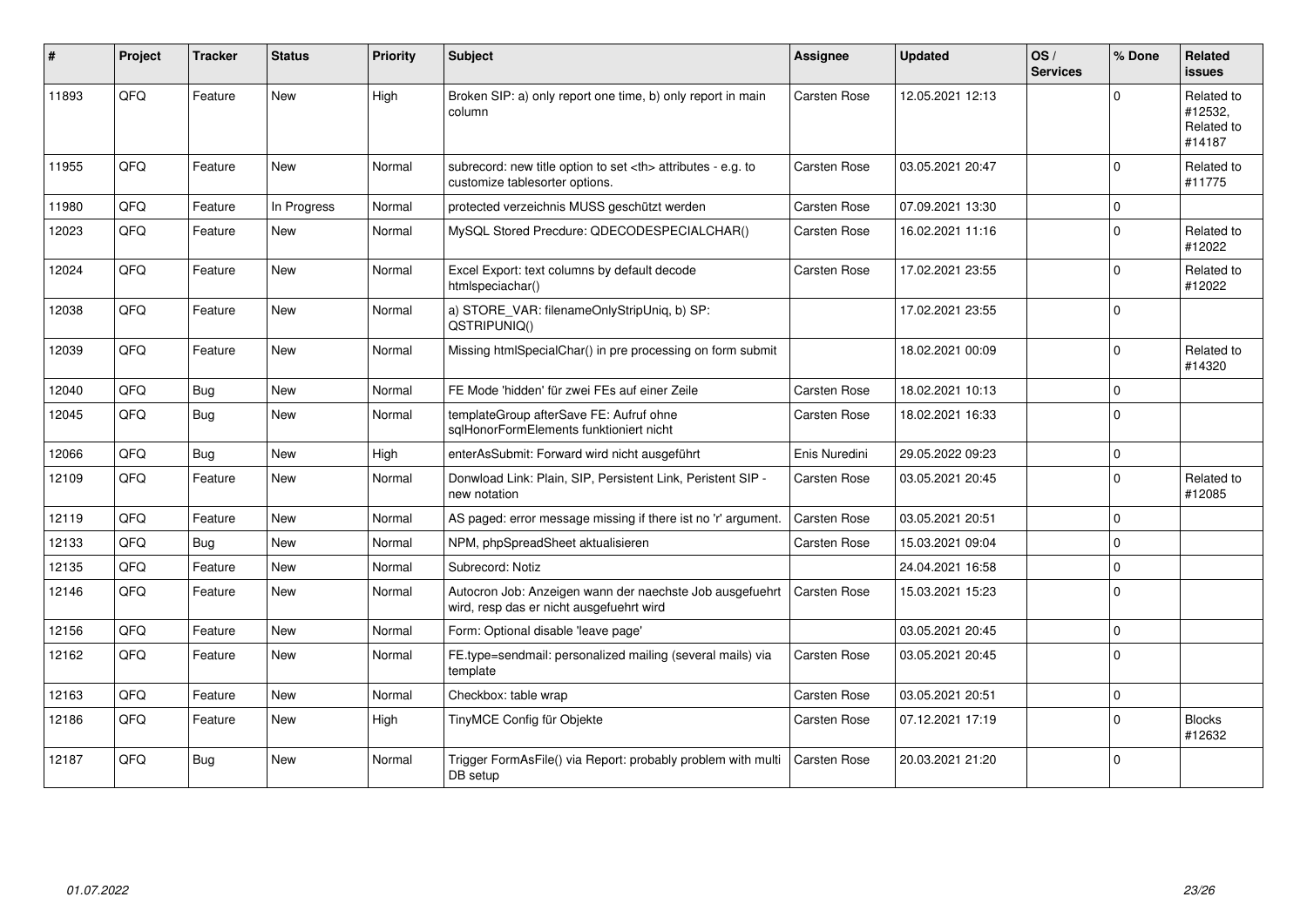| # | Project | Tracker | Status | Priority | Subject | Assignee | Updated | OS / Services | % Done | Related issues |
|---|---|---|---|---|---|---|---|---|---|---|
| 11893 | QFQ | Feature | New | High | Broken SIP: a) only report one time, b) only report in main column | Carsten Rose | 12.05.2021 12:13 | | 0 | Related to #12532, Related to #14187 |
| 11955 | QFQ | Feature | New | Normal | subrecord: new title option to set <th> attributes - e.g. to customize tablesorter options. | Carsten Rose | 03.05.2021 20:47 | | 0 | Related to #11775 |
| 11980 | QFQ | Feature | In Progress | Normal | protected verzeichnis MUSS geschützt werden | Carsten Rose | 07.09.2021 13:30 | | 0 | |
| 12023 | QFQ | Feature | New | Normal | MySQL Stored Precdure: QDECODESPECIALCHAR() | Carsten Rose | 16.02.2021 11:16 | | 0 | Related to #12022 |
| 12024 | QFQ | Feature | New | Normal | Excel Export: text columns by default decode htmlspeciachar() | Carsten Rose | 17.02.2021 23:55 | | 0 | Related to #12022 |
| 12038 | QFQ | Feature | New | Normal | a) STORE_VAR: filenameOnlyStripUniq, b) SP: QSTRIPUNIQ() | | 17.02.2021 23:55 | | 0 | |
| 12039 | QFQ | Feature | New | Normal | Missing htmlSpecialChar() in pre processing on form submit | | 18.02.2021 00:09 | | 0 | Related to #14320 |
| 12040 | QFQ | Bug | New | Normal | FE Mode 'hidden' für zwei FEs auf einer Zeile | Carsten Rose | 18.02.2021 10:13 | | 0 | |
| 12045 | QFQ | Bug | New | Normal | templateGroup afterSave FE: Aufruf ohne sqlHonorFormElements funktioniert nicht | Carsten Rose | 18.02.2021 16:33 | | 0 | |
| 12066 | QFQ | Bug | New | High | enterAsSubmit: Forward wird nicht ausgeführt | Enis Nuredini | 29.05.2022 09:23 | | 0 | |
| 12109 | QFQ | Feature | New | Normal | Donwload Link: Plain, SIP, Persistent Link, Peristent SIP - new notation | Carsten Rose | 03.05.2021 20:45 | | 0 | Related to #12085 |
| 12119 | QFQ | Feature | New | Normal | AS paged: error message missing if there ist no 'r' argument. | Carsten Rose | 03.05.2021 20:51 | | 0 | |
| 12133 | QFQ | Bug | New | Normal | NPM, phpSpreadSheet aktualisieren | Carsten Rose | 15.03.2021 09:04 | | 0 | |
| 12135 | QFQ | Feature | New | Normal | Subrecord: Notiz | | 24.04.2021 16:58 | | 0 | |
| 12146 | QFQ | Feature | New | Normal | Autocron Job: Anzeigen wann der naechste Job ausgefuehrt wird, resp das er nicht ausgefuehrt wird | Carsten Rose | 15.03.2021 15:23 | | 0 | |
| 12156 | QFQ | Feature | New | Normal | Form: Optional disable 'leave page' | | 03.05.2021 20:45 | | 0 | |
| 12162 | QFQ | Feature | New | Normal | FE.type=sendmail: personalized mailing (several mails) via template | Carsten Rose | 03.05.2021 20:45 | | 0 | |
| 12163 | QFQ | Feature | New | Normal | Checkbox: table wrap | Carsten Rose | 03.05.2021 20:51 | | 0 | |
| 12186 | QFQ | Feature | New | High | TinyMCE Config für Objekte | Carsten Rose | 07.12.2021 17:19 | | 0 | Blocks #12632 |
| 12187 | QFQ | Bug | New | Normal | Trigger FormAsFile() via Report: probably problem with multi DB setup | Carsten Rose | 20.03.2021 21:20 | | 0 | |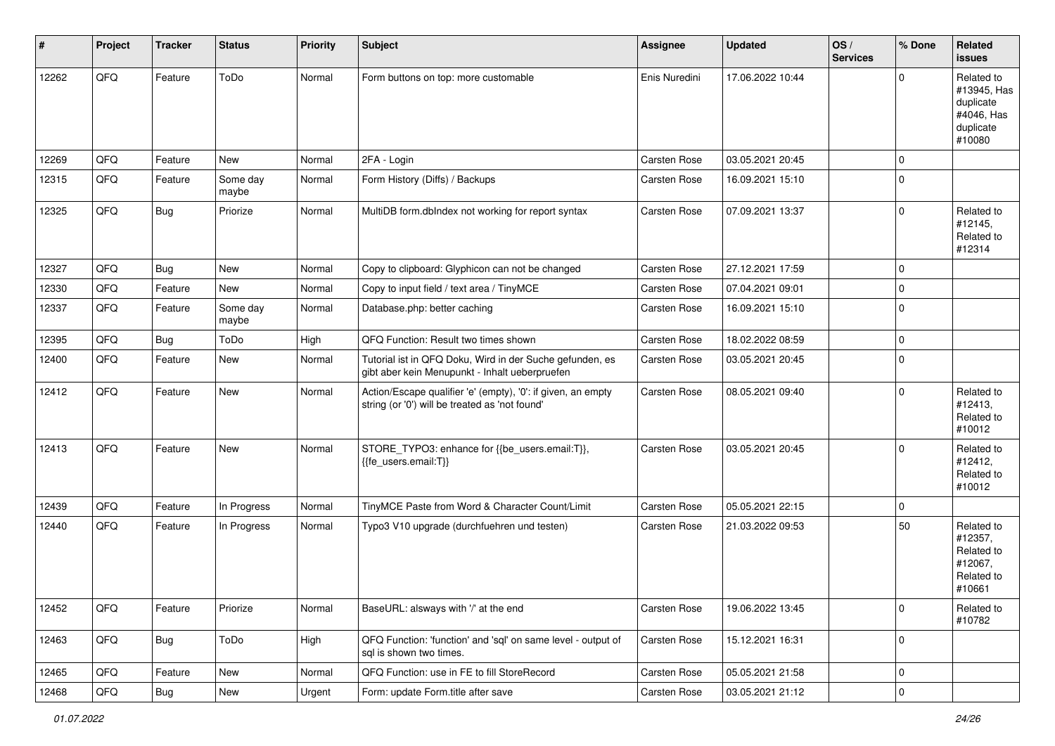| # | Project | Tracker | Status | Priority | Subject | Assignee | Updated | OS / Services | % Done | Related issues |
|---|---|---|---|---|---|---|---|---|---|---|
| 12262 | QFQ | Feature | ToDo | Normal | Form buttons on top: more customable | Enis Nuredini | 17.06.2022 10:44 | | 0 | Related to #13945, Has duplicate #4046, Has duplicate #10080 |
| 12269 | QFQ | Feature | New | Normal | 2FA - Login | Carsten Rose | 03.05.2021 20:45 | | 0 | |
| 12315 | QFQ | Feature | Some day maybe | Normal | Form History (Diffs) / Backups | Carsten Rose | 16.09.2021 15:10 | | 0 | |
| 12325 | QFQ | Bug | Priorize | Normal | MultiDB form.dbIndex not working for report syntax | Carsten Rose | 07.09.2021 13:37 | | 0 | Related to #12145, Related to #12314 |
| 12327 | QFQ | Bug | New | Normal | Copy to clipboard: Glyphicon can not be changed | Carsten Rose | 27.12.2021 17:59 | | 0 | |
| 12330 | QFQ | Feature | New | Normal | Copy to input field / text area / TinyMCE | Carsten Rose | 07.04.2021 09:01 | | 0 | |
| 12337 | QFQ | Feature | Some day maybe | Normal | Database.php: better caching | Carsten Rose | 16.09.2021 15:10 | | 0 | |
| 12395 | QFQ | Bug | ToDo | High | QFQ Function: Result two times shown | Carsten Rose | 18.02.2022 08:59 | | 0 | |
| 12400 | QFQ | Feature | New | Normal | Tutorial ist in QFQ Doku, Wird in der Suche gefunden, es gibt aber kein Menupunkt - Inhalt ueberpruefen | Carsten Rose | 03.05.2021 20:45 | | 0 | |
| 12412 | QFQ | Feature | New | Normal | Action/Escape qualifier 'e' (empty), '0': if given, an empty string (or '0') will be treated as 'not found' | Carsten Rose | 08.05.2021 09:40 | | 0 | Related to #12413, Related to #10012 |
| 12413 | QFQ | Feature | New | Normal | STORE_TYPO3: enhance for {{be_users.email:T}}, {{fe_users.email:T}} | Carsten Rose | 03.05.2021 20:45 | | 0 | Related to #12412, Related to #10012 |
| 12439 | QFQ | Feature | In Progress | Normal | TinyMCE Paste from Word & Character Count/Limit | Carsten Rose | 05.05.2021 22:15 | | 0 | |
| 12440 | QFQ | Feature | In Progress | Normal | Typo3 V10 upgrade (durchfuehren und testen) | Carsten Rose | 21.03.2022 09:53 | | 50 | Related to #12357, Related to #12067, Related to #10661 |
| 12452 | QFQ | Feature | Priorize | Normal | BaseURL: alsways with '/' at the end | Carsten Rose | 19.06.2022 13:45 | | 0 | Related to #10782 |
| 12463 | QFQ | Bug | ToDo | High | QFQ Function: 'function' and 'sql' on same level - output of sql is shown two times. | Carsten Rose | 15.12.2021 16:31 | | 0 | |
| 12465 | QFQ | Feature | New | Normal | QFQ Function: use in FE to fill StoreRecord | Carsten Rose | 05.05.2021 21:58 | | 0 | |
| 12468 | QFQ | Bug | New | Urgent | Form: update Form.title after save | Carsten Rose | 03.05.2021 21:12 | | 0 | |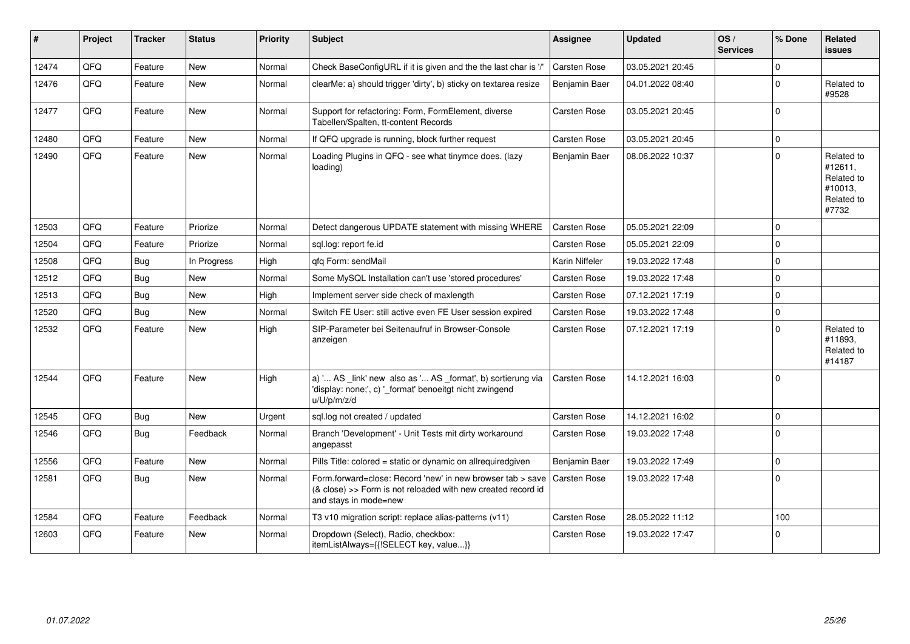| # | Project | Tracker | Status | Priority | Subject | Assignee | Updated | OS / Services | % Done | Related issues |
|---|---|---|---|---|---|---|---|---|---|---|
| 12474 | QFQ | Feature | New | Normal | Check BaseConfigURL if it is given and the the last char is '/' | Carsten Rose | 03.05.2021 20:45 | | 0 | |
| 12476 | QFQ | Feature | New | Normal | clearMe: a) should trigger 'dirty', b) sticky on textarea resize | Benjamin Baer | 04.01.2022 08:40 | | 0 | Related to #9528 |
| 12477 | QFQ | Feature | New | Normal | Support for refactoring: Form, FormElement, diverse Tabellen/Spalten, tt-content Records | Carsten Rose | 03.05.2021 20:45 | | 0 | |
| 12480 | QFQ | Feature | New | Normal | If QFQ upgrade is running, block further request | Carsten Rose | 03.05.2021 20:45 | | 0 | |
| 12490 | QFQ | Feature | New | Normal | Loading Plugins in QFQ - see what tinymce does. (lazy loading) | Benjamin Baer | 08.06.2022 10:37 | | 0 | Related to #12611, Related to #10013, Related to #7732 |
| 12503 | QFQ | Feature | Priorize | Normal | Detect dangerous UPDATE statement with missing WHERE | Carsten Rose | 05.05.2021 22:09 | | 0 | |
| 12504 | QFQ | Feature | Priorize | Normal | sql.log: report fe.id | Carsten Rose | 05.05.2021 22:09 | | 0 | |
| 12508 | QFQ | Bug | In Progress | High | qfq Form: sendMail | Karin Niffeler | 19.03.2022 17:48 | | 0 | |
| 12512 | QFQ | Bug | New | Normal | Some MySQL Installation can't use 'stored procedures' | Carsten Rose | 19.03.2022 17:48 | | 0 | |
| 12513 | QFQ | Bug | New | High | Implement server side check of maxlength | Carsten Rose | 07.12.2021 17:19 | | 0 | |
| 12520 | QFQ | Bug | New | Normal | Switch FE User: still active even FE User session expired | Carsten Rose | 19.03.2022 17:48 | | 0 | |
| 12532 | QFQ | Feature | New | High | SIP-Parameter bei Seitenaufruf in Browser-Console anzeigen | Carsten Rose | 07.12.2021 17:19 | | 0 | Related to #11893, Related to #14187 |
| 12544 | QFQ | Feature | New | High | a) '... AS _link' new also as '... AS _format', b) sortierung via 'display: none;', c) '_format' benoeitgt nicht zwingend u/U/p/m/z/d | Carsten Rose | 14.12.2021 16:03 | | 0 | |
| 12545 | QFQ | Bug | New | Urgent | sql.log not created / updated | Carsten Rose | 14.12.2021 16:02 | | 0 | |
| 12546 | QFQ | Bug | Feedback | Normal | Branch 'Development' - Unit Tests mit dirty workaround angepasst | Carsten Rose | 19.03.2022 17:48 | | 0 | |
| 12556 | QFQ | Feature | New | Normal | Pills Title: colored = static or dynamic on allrequiredgiven | Benjamin Baer | 19.03.2022 17:49 | | 0 | |
| 12581 | QFQ | Bug | New | Normal | Form.forward=close: Record 'new' in new browser tab > save (& close) >> Form is not reloaded with new created record id and stays in mode=new | Carsten Rose | 19.03.2022 17:48 | | 0 | |
| 12584 | QFQ | Feature | Feedback | Normal | T3 v10 migration script: replace alias-patterns (v11) | Carsten Rose | 28.05.2022 11:12 | | 100 | |
| 12603 | QFQ | Feature | New | Normal | Dropdown (Select), Radio, checkbox: itemListAlways={{!SELECT key, value...}} | Carsten Rose | 19.03.2022 17:47 | | 0 | |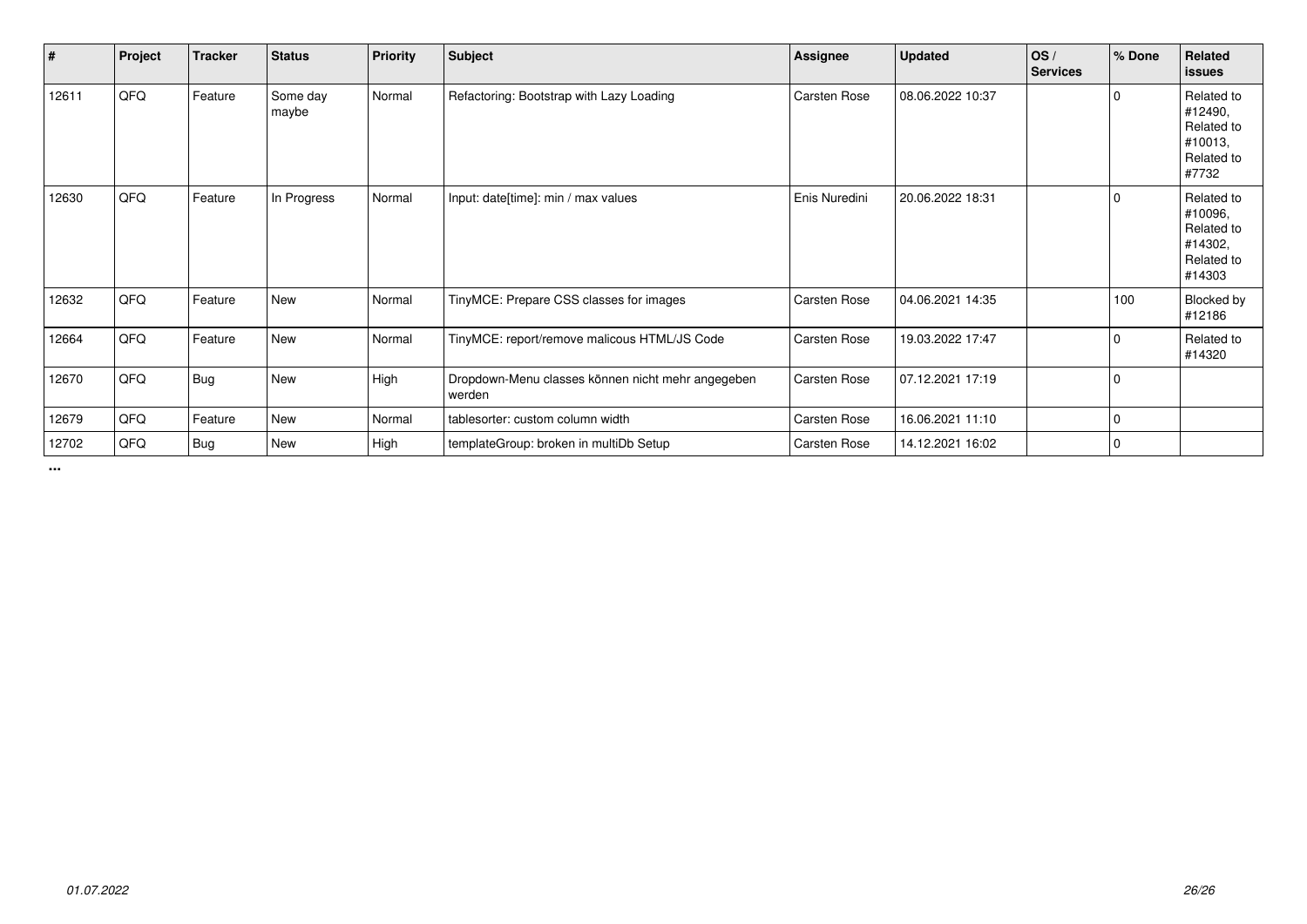| # | Project | Tracker | Status | Priority | Subject | Assignee | Updated | OS / Services | % Done | Related issues |
|---|---|---|---|---|---|---|---|---|---|---|
| 12611 | QFQ | Feature | Some day maybe | Normal | Refactoring: Bootstrap with Lazy Loading | Carsten Rose | 08.06.2022 10:37 | | 0 | Related to #12490, Related to #10013, Related to #7732 |
| 12630 | QFQ | Feature | In Progress | Normal | Input: date[time]: min / max values | Enis Nuredini | 20.06.2022 18:31 | | 0 | Related to #10096, Related to #14302, Related to #14303 |
| 12632 | QFQ | Feature | New | Normal | TinyMCE: Prepare CSS classes for images | Carsten Rose | 04.06.2021 14:35 | | 100 | Blocked by #12186 |
| 12664 | QFQ | Feature | New | Normal | TinyMCE: report/remove malicous HTML/JS Code | Carsten Rose | 19.03.2022 17:47 | | 0 | Related to #14320 |
| 12670 | QFQ | Bug | New | High | Dropdown-Menu classes können nicht mehr angegeben werden | Carsten Rose | 07.12.2021 17:19 | | 0 | |
| 12679 | QFQ | Feature | New | Normal | tablesorter: custom column width | Carsten Rose | 16.06.2021 11:10 | | 0 | |
| 12702 | QFQ | Bug | New | High | templateGroup: broken in multiDb Setup | Carsten Rose | 14.12.2021 16:02 | | 0 | |

**...**